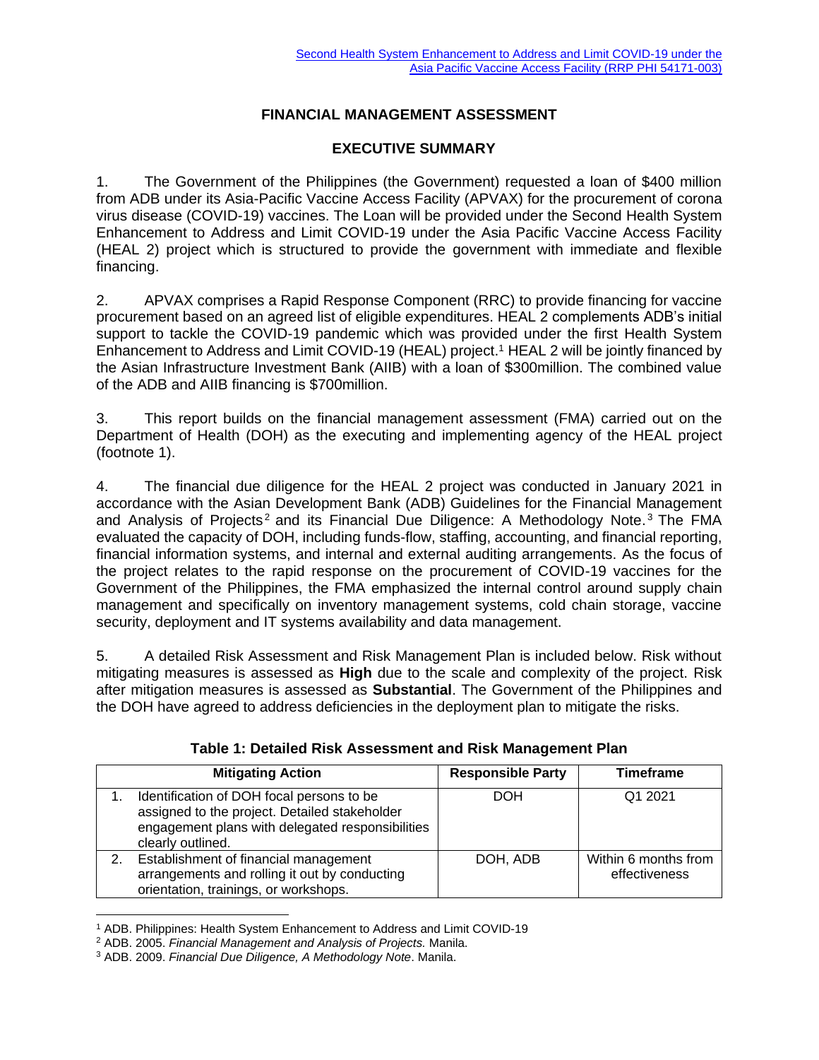Second Health System Enhancement to Address and Limit COVID-19 under the Asia Pacific Vaccine Access Facility (RRP PHI 54171-003)

# FINANCIAL MANAGEMENT ASSESSMENT

## EXECUTIVE SUMMARY

1. The Government of the Philippines (the Government) requested a loan of $400 million from ADB under its Asia-Pacific Vaccine Access Facility (APVAX) for the procurement of corona virus disease (COVID-19) vaccines. The Loan will be provided under the Second Health System Enhancement to Address and Limit COVID-19 under the Asia Pacific Vaccine Access Facility (HEAL 2) project which is structured to provide the government with immediate and flexible financing.

2. APVAX comprises a Rapid Response Component (RRC) to provide financing for vaccine procurement based on an agreed list of eligible expenditures. HEAL 2 complements ADB's initial support to tackle the COVID-19 pandemic which was provided under the first Health System Enhancement to Address and Limit COVID-19 (HEAL) project.[1] HEAL 2 will be jointly financed by the Asian Infrastructure Investment Bank (AIIB) with a loan of $300million. The combined value of the ADB and AIIB financing is $700million.

3. This report builds on the financial management assessment (FMA) carried out on the Department of Health (DOH) as the executing and implementing agency of the HEAL project (footnote 1).

4. The financial due diligence for the HEAL 2 project was conducted in January 2021 in accordance with the Asian Development Bank (ADB) Guidelines for the Financial Management and Analysis of Projects[2] and its Financial Due Diligence: A Methodology Note.[3] The FMA evaluated the capacity of DOH, including funds-flow, staffing, accounting, and financial reporting, financial information systems, and internal and external auditing arrangements. As the focus of the project relates to the rapid response on the procurement of COVID-19 vaccines for the Government of the Philippines, the FMA emphasized the internal control around supply chain management and specifically on inventory management systems, cold chain storage, vaccine security, deployment and IT systems availability and data management.

5. A detailed Risk Assessment and Risk Management Plan is included below. Risk without mitigating measures is assessed as **High** due to the scale and complexity of the project. Risk after mitigation measures is assessed as **Substantial**. The Government of the Philippines and the DOH have agreed to address deficiencies in the deployment plan to mitigate the risks.

**Table 1: Detailed Risk Assessment and Risk Management Plan**

| Mitigating Action | Responsible Party | Timeframe |
|---|---|---|
| 1. Identification of DOH focal persons to be assigned to the project. Detailed stakeholder engagement plans with delegated responsibilities clearly outlined. | DOH | Q1 2021 |
| 2. Establishment of financial management arrangements and rolling it out by conducting orientation, trainings, or workshops. | DOH, ADB | Within 6 months from effectiveness |

[1] ADB. Philippines: Health System Enhancement to Address and Limit COVID-19

[2] ADB. 2005. *Financial Management and Analysis of Projects.* Manila.

[3] ADB. 2009. *Financial Due Diligence, A Methodology Note*. Manila.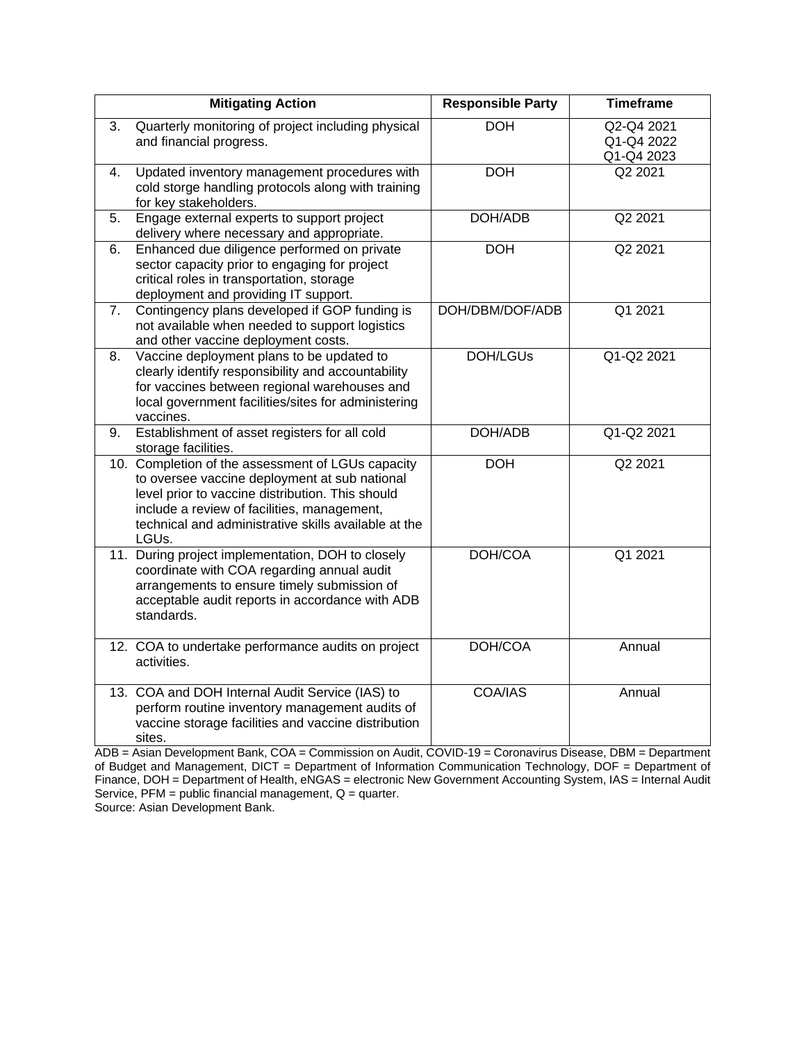| Mitigating Action | Responsible Party | Timeframe |
|---|---|---|
| 3. Quarterly monitoring of project including physical and financial progress. | DOH | Q2-Q4 2021<br>Q1-Q4 2022<br>Q1-Q4 2023 |
| 4. Updated inventory management procedures with cold storge handling protocols along with training for key stakeholders. | DOH | Q2 2021 |
| 5. Engage external experts to support project delivery where necessary and appropriate. | DOH/ADB | Q2 2021 |
| 6. Enhanced due diligence performed on private sector capacity prior to engaging for project critical roles in transportation, storage deployment and providing IT support. | DOH | Q2 2021 |
| 7. Contingency plans developed if GOP funding is not available when needed to support logistics and other vaccine deployment costs. | DOH/DBM/DOF/ADB | Q1 2021 |
| 8. Vaccine deployment plans to be updated to clearly identify responsibility and accountability for vaccines between regional warehouses and local government facilities/sites for administering vaccines. | DOH/LGUs | Q1-Q2 2021 |
| 9. Establishment of asset registers for all cold storage facilities. | DOH/ADB | Q1-Q2 2021 |
| 10. Completion of the assessment of LGUs capacity to oversee vaccine deployment at sub national level prior to vaccine distribution. This should include a review of facilities, management, technical and administrative skills available at the LGUs. | DOH | Q2 2021 |
| 11. During project implementation, DOH to closely coordinate with COA regarding annual audit arrangements to ensure timely submission of acceptable audit reports in accordance with ADB standards. | DOH/COA | Q1 2021 |
| 12. COA to undertake performance audits on project activities. | DOH/COA | Annual |
| 13. COA and DOH Internal Audit Service (IAS) to perform routine inventory management audits of vaccine storage facilities and vaccine distribution sites. | COA/IAS | Annual |

ADB = Asian Development Bank, COA = Commission on Audit, COVID-19 = Coronavirus Disease, DBM = Department of Budget and Management, DICT = Department of Information Communication Technology, DOF = Department of Finance, DOH = Department of Health, eNGAS = electronic New Government Accounting System, IAS = Internal Audit Service, PFM = public financial management, Q = quarter.

Source: Asian Development Bank.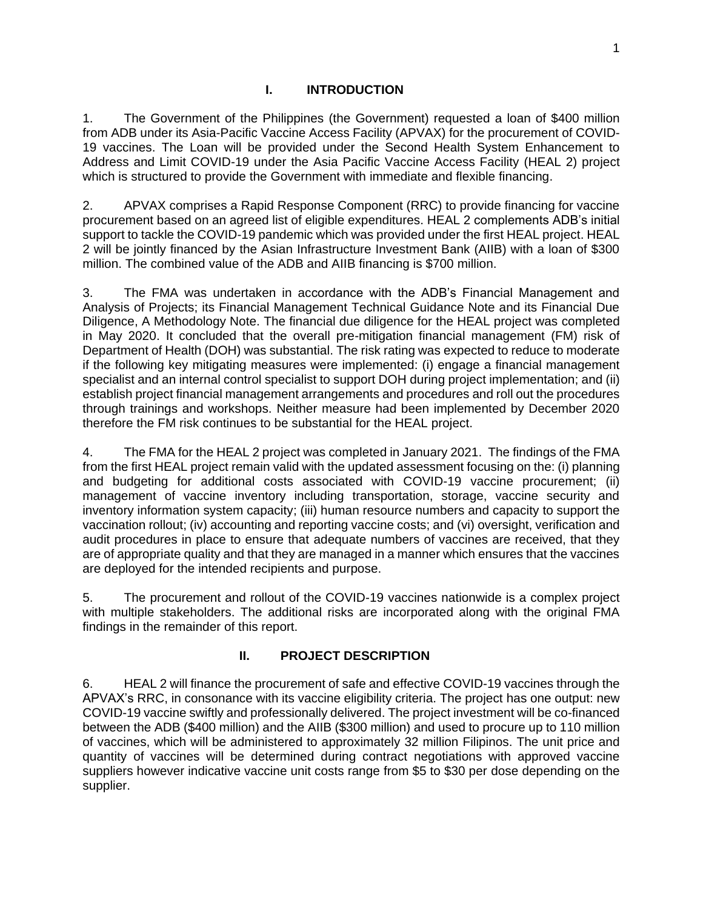## I. INTRODUCTION

1. The Government of the Philippines (the Government) requested a loan of $400 million from ADB under its Asia-Pacific Vaccine Access Facility (APVAX) for the procurement of COVID-19 vaccines. The Loan will be provided under the Second Health System Enhancement to Address and Limit COVID-19 under the Asia Pacific Vaccine Access Facility (HEAL 2) project which is structured to provide the Government with immediate and flexible financing.

2. APVAX comprises a Rapid Response Component (RRC) to provide financing for vaccine procurement based on an agreed list of eligible expenditures. HEAL 2 complements ADB's initial support to tackle the COVID-19 pandemic which was provided under the first HEAL project. HEAL 2 will be jointly financed by the Asian Infrastructure Investment Bank (AIIB) with a loan of $300 million. The combined value of the ADB and AIIB financing is $700 million.

3. The FMA was undertaken in accordance with the ADB's Financial Management and Analysis of Projects; its Financial Management Technical Guidance Note and its Financial Due Diligence, A Methodology Note. The financial due diligence for the HEAL project was completed in May 2020. It concluded that the overall pre-mitigation financial management (FM) risk of Department of Health (DOH) was substantial. The risk rating was expected to reduce to moderate if the following key mitigating measures were implemented: (i) engage a financial management specialist and an internal control specialist to support DOH during project implementation; and (ii) establish project financial management arrangements and procedures and roll out the procedures through trainings and workshops. Neither measure had been implemented by December 2020 therefore the FM risk continues to be substantial for the HEAL project.

4. The FMA for the HEAL 2 project was completed in January 2021. The findings of the FMA from the first HEAL project remain valid with the updated assessment focusing on the: (i) planning and budgeting for additional costs associated with COVID-19 vaccine procurement; (ii) management of vaccine inventory including transportation, storage, vaccine security and inventory information system capacity; (iii) human resource numbers and capacity to support the vaccination rollout; (iv) accounting and reporting vaccine costs; and (vi) oversight, verification and audit procedures in place to ensure that adequate numbers of vaccines are received, that they are of appropriate quality and that they are managed in a manner which ensures that the vaccines are deployed for the intended recipients and purpose.

5. The procurement and rollout of the COVID-19 vaccines nationwide is a complex project with multiple stakeholders. The additional risks are incorporated along with the original FMA findings in the remainder of this report.

## II. PROJECT DESCRIPTION

6. HEAL 2 will finance the procurement of safe and effective COVID-19 vaccines through the APVAX's RRC, in consonance with its vaccine eligibility criteria. The project has one output: new COVID-19 vaccine swiftly and professionally delivered. The project investment will be co-financed between the ADB ($400 million) and the AIIB ($300 million) and used to procure up to 110 million of vaccines, which will be administered to approximately 32 million Filipinos. The unit price and quantity of vaccines will be determined during contract negotiations with approved vaccine suppliers however indicative vaccine unit costs range from $5 to $30 per dose depending on the supplier.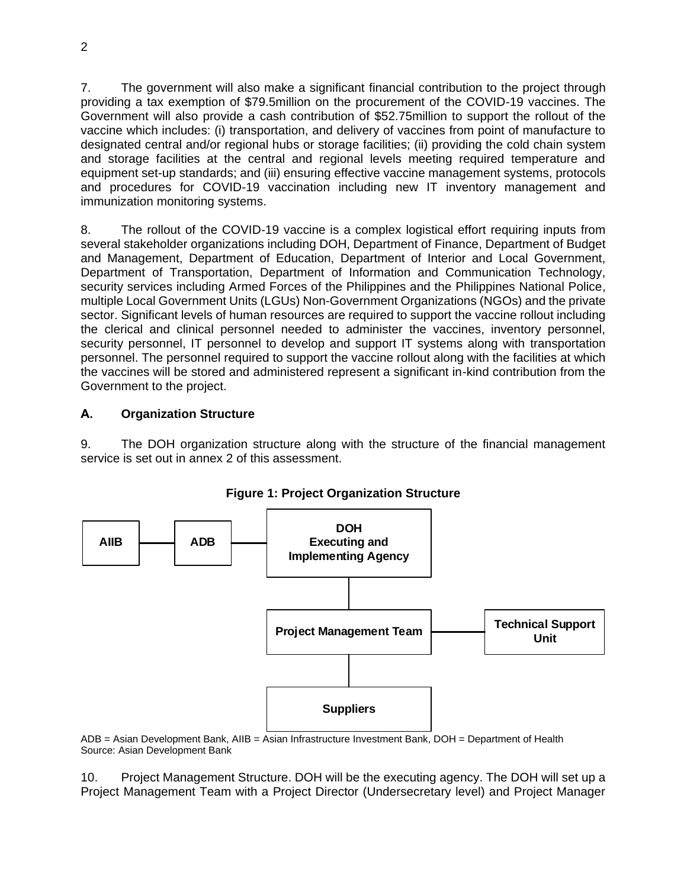7. The government will also make a significant financial contribution to the project through providing a tax exemption of $79.5million on the procurement of the COVID-19 vaccines. The Government will also provide a cash contribution of $52.75million to support the rollout of the vaccine which includes: (i) transportation, and delivery of vaccines from point of manufacture to designated central and/or regional hubs or storage facilities; (ii) providing the cold chain system and storage facilities at the central and regional levels meeting required temperature and equipment set-up standards; and (iii) ensuring effective vaccine management systems, protocols and procedures for COVID-19 vaccination including new IT inventory management and immunization monitoring systems.

8. The rollout of the COVID-19 vaccine is a complex logistical effort requiring inputs from several stakeholder organizations including DOH, Department of Finance, Department of Budget and Management, Department of Education, Department of Interior and Local Government, Department of Transportation, Department of Information and Communication Technology, security services including Armed Forces of the Philippines and the Philippines National Police, multiple Local Government Units (LGUs) Non-Government Organizations (NGOs) and the private sector. Significant levels of human resources are required to support the vaccine rollout including the clerical and clinical personnel needed to administer the vaccines, inventory personnel, security personnel, IT personnel to develop and support IT systems along with transportation personnel. The personnel required to support the vaccine rollout along with the facilities at which the vaccines will be stored and administered represent a significant in-kind contribution from the Government to the project.

## A. Organization Structure

9. The DOH organization structure along with the structure of the financial management service is set out in annex 2 of this assessment.

**Figure 1: Project Organization Structure**

AIIB — ADB — DOH Executing and Implementing Agency

DOH Executing and Implementing Agency → Project Management Team — Technical Support Unit

Project Management Team → Suppliers

ADB = Asian Development Bank, AIIB = Asian Infrastructure Investment Bank, DOH = Department of Health
Source: Asian Development Bank

10. Project Management Structure. DOH will be the executing agency. The DOH will set up a Project Management Team with a Project Director (Undersecretary level) and Project Manager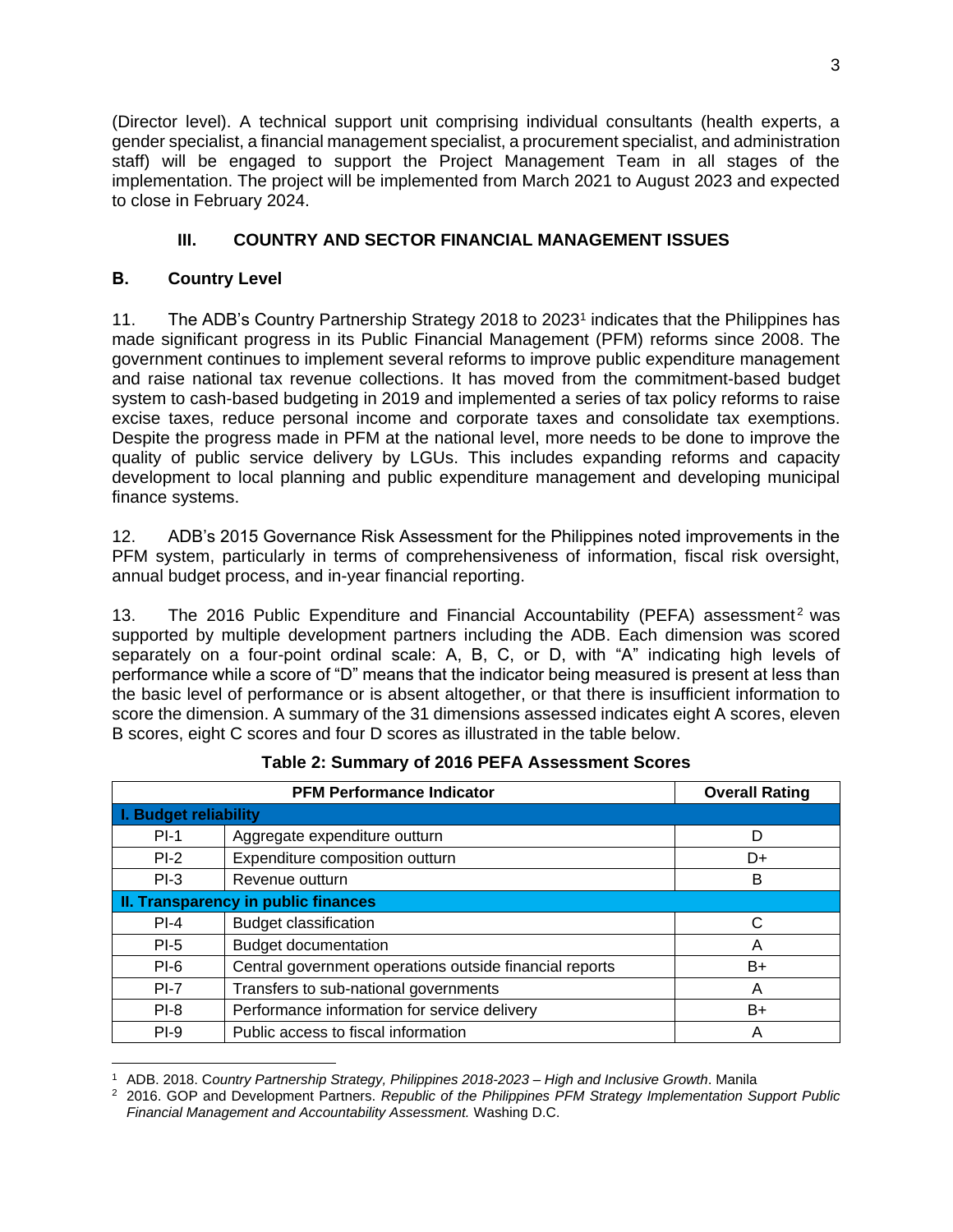(Director level). A technical support unit comprising individual consultants (health experts, a gender specialist, a financial management specialist, a procurement specialist, and administration staff) will be engaged to support the Project Management Team in all stages of the implementation. The project will be implemented from March 2021 to August 2023 and expected to close in February 2024.

## III. COUNTRY AND SECTOR FINANCIAL MANAGEMENT ISSUES

### B. Country Level

11. The ADB's Country Partnership Strategy 2018 to 2023[1] indicates that the Philippines has made significant progress in its Public Financial Management (PFM) reforms since 2008. The government continues to implement several reforms to improve public expenditure management and raise national tax revenue collections. It has moved from the commitment-based budget system to cash-based budgeting in 2019 and implemented a series of tax policy reforms to raise excise taxes, reduce personal income and corporate taxes and consolidate tax exemptions. Despite the progress made in PFM at the national level, more needs to be done to improve the quality of public service delivery by LGUs. This includes expanding reforms and capacity development to local planning and public expenditure management and developing municipal finance systems.

12. ADB's 2015 Governance Risk Assessment for the Philippines noted improvements in the PFM system, particularly in terms of comprehensiveness of information, fiscal risk oversight, annual budget process, and in-year financial reporting.

13. The 2016 Public Expenditure and Financial Accountability (PEFA) assessment[2] was supported by multiple development partners including the ADB. Each dimension was scored separately on a four-point ordinal scale: A, B, C, or D, with "A" indicating high levels of performance while a score of "D" means that the indicator being measured is present at less than the basic level of performance or is absent altogether, or that there is insufficient information to score the dimension. A summary of the 31 dimensions assessed indicates eight A scores, eleven B scores, eight C scores and four D scores as illustrated in the table below.

**Table 2: Summary of 2016 PEFA Assessment Scores**

| PFM Performance Indicator | | Overall Rating |
|---|---|---|
| **I. Budget reliability** | | |
| PI-1 | Aggregate expenditure outturn | D |
| PI-2 | Expenditure composition outturn | D+ |
| PI-3 | Revenue outturn | B |
| **II. Transparency in public finances** | | |
| PI-4 | Budget classification | C |
| PI-5 | Budget documentation | A |
| PI-6 | Central government operations outside financial reports | B+ |
| PI-7 | Transfers to sub-national governments | A |
| PI-8 | Performance information for service delivery | B+ |
| PI-9 | Public access to fiscal information | A |

[1] ADB. 2018. C*ountry Partnership Strategy, Philippines 2018-2023 – High and Inclusive Growth*. Manila

[2] 2016. GOP and Development Partners. *Republic of the Philippines PFM Strategy Implementation Support Public Financial Management and Accountability Assessment.* Washing D.C.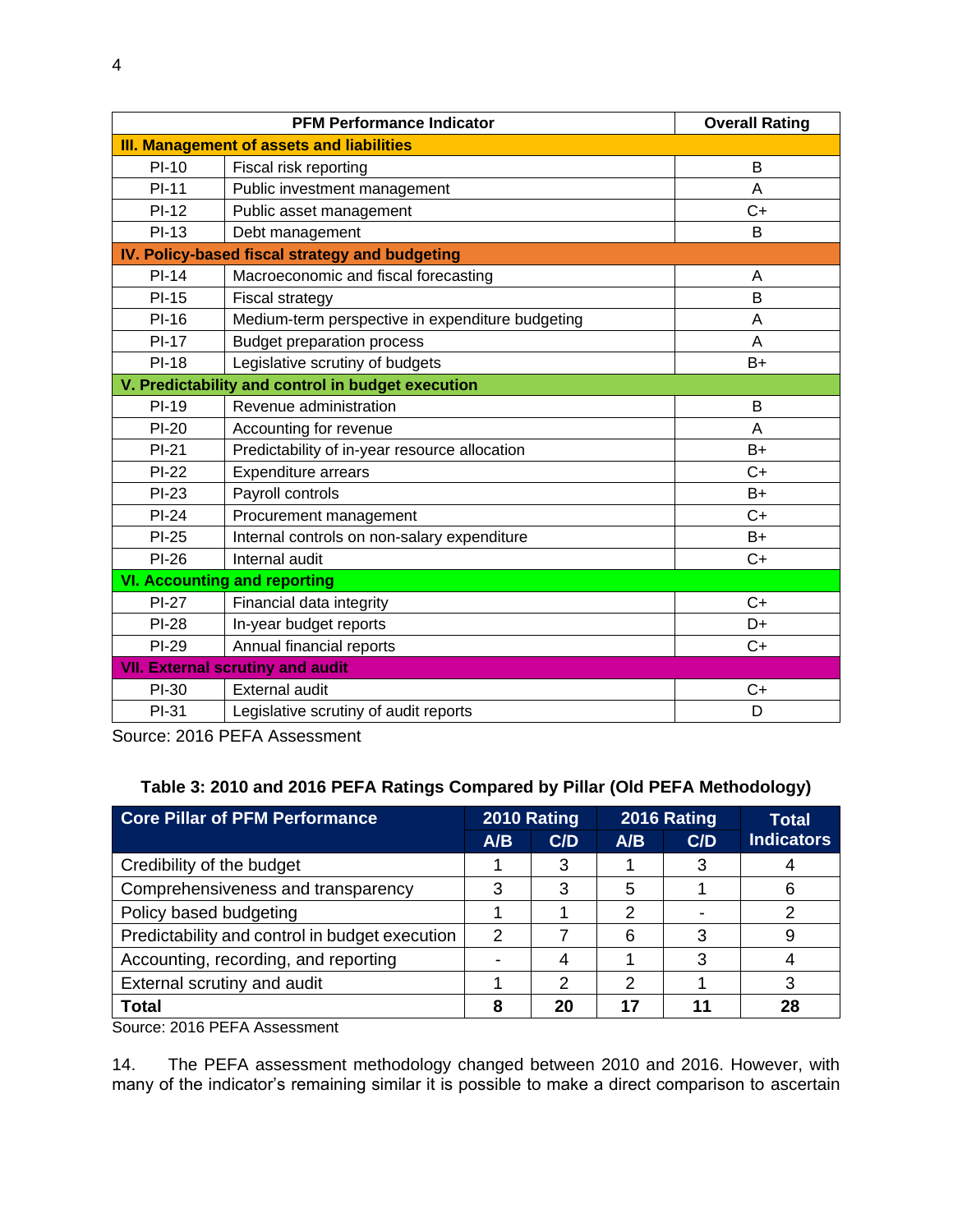| PFM Performance Indicator | | Overall Rating |
|---|---|---|
| **III. Management of assets and liabilities** | | |
| PI-10 | Fiscal risk reporting | B |
| PI-11 | Public investment management | A |
| PI-12 | Public asset management | C+ |
| PI-13 | Debt management | B |
| **IV. Policy-based fiscal strategy and budgeting** | | |
| PI-14 | Macroeconomic and fiscal forecasting | A |
| PI-15 | Fiscal strategy | B |
| PI-16 | Medium-term perspective in expenditure budgeting | A |
| PI-17 | Budget preparation process | A |
| PI-18 | Legislative scrutiny of budgets | B+ |
| **V. Predictability and control in budget execution** | | |
| PI-19 | Revenue administration | B |
| PI-20 | Accounting for revenue | A |
| PI-21 | Predictability of in-year resource allocation | B+ |
| PI-22 | Expenditure arrears | C+ |
| PI-23 | Payroll controls | B+ |
| PI-24 | Procurement management | C+ |
| PI-25 | Internal controls on non-salary expenditure | B+ |
| PI-26 | Internal audit | C+ |
| **VI. Accounting and reporting** | | |
| PI-27 | Financial data integrity | C+ |
| PI-28 | In-year budget reports | D+ |
| PI-29 | Annual financial reports | C+ |
| **VII. External scrutiny and audit** | | |
| PI-30 | External audit | C+ |
| PI-31 | Legislative scrutiny of audit reports | D |

Source: 2016 PEFA Assessment

**Table 3: 2010 and 2016 PEFA Ratings Compared by Pillar (Old PEFA Methodology)**

| Core Pillar of PFM Performance | 2010 Rating | | 2016 Rating | | Total Indicators |
|---|---|---|---|---|---|
| | A/B | C/D | A/B | C/D | |
| Credibility of the budget | 1 | 3 | 1 | 3 | 4 |
| Comprehensiveness and transparency | 3 | 3 | 5 | 1 | 6 |
| Policy based budgeting | 1 | 1 | 2 | - | 2 |
| Predictability and control in budget execution | 2 | 7 | 6 | 3 | 9 |
| Accounting, recording, and reporting | - | 4 | 1 | 3 | 4 |
| External scrutiny and audit | 1 | 2 | 2 | 1 | 3 |
| **Total** | **8** | **20** | **17** | **11** | **28** |

Source: 2016 PEFA Assessment

14. The PEFA assessment methodology changed between 2010 and 2016. However, with many of the indicator's remaining similar it is possible to make a direct comparison to ascertain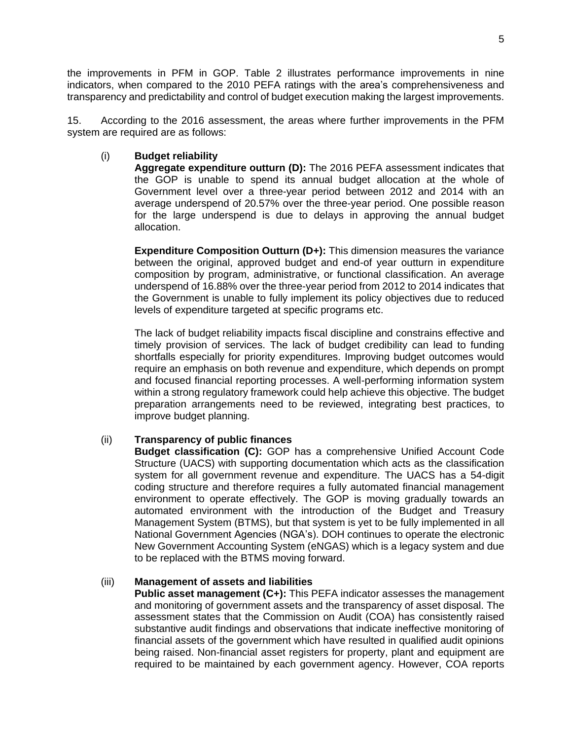the improvements in PFM in GOP. Table 2 illustrates performance improvements in nine indicators, when compared to the 2010 PEFA ratings with the area's comprehensiveness and transparency and predictability and control of budget execution making the largest improvements.

15. According to the 2016 assessment, the areas where further improvements in the PFM system are required are as follows:

(i) **Budget reliability**

**Aggregate expenditure outturn (D):** The 2016 PEFA assessment indicates that the GOP is unable to spend its annual budget allocation at the whole of Government level over a three-year period between 2012 and 2014 with an average underspend of 20.57% over the three-year period. One possible reason for the large underspend is due to delays in approving the annual budget allocation.

**Expenditure Composition Outturn (D+):** This dimension measures the variance between the original, approved budget and end-of year outturn in expenditure composition by program, administrative, or functional classification. An average underspend of 16.88% over the three-year period from 2012 to 2014 indicates that the Government is unable to fully implement its policy objectives due to reduced levels of expenditure targeted at specific programs etc.

The lack of budget reliability impacts fiscal discipline and constrains effective and timely provision of services. The lack of budget credibility can lead to funding shortfalls especially for priority expenditures. Improving budget outcomes would require an emphasis on both revenue and expenditure, which depends on prompt and focused financial reporting processes. A well-performing information system within a strong regulatory framework could help achieve this objective. The budget preparation arrangements need to be reviewed, integrating best practices, to improve budget planning.

(ii) **Transparency of public finances**

**Budget classification (C):** GOP has a comprehensive Unified Account Code Structure (UACS) with supporting documentation which acts as the classification system for all government revenue and expenditure. The UACS has a 54-digit coding structure and therefore requires a fully automated financial management environment to operate effectively. The GOP is moving gradually towards an automated environment with the introduction of the Budget and Treasury Management System (BTMS), but that system is yet to be fully implemented in all National Government Agencies (NGA's). DOH continues to operate the electronic New Government Accounting System (eNGAS) which is a legacy system and due to be replaced with the BTMS moving forward.

(iii) **Management of assets and liabilities**

**Public asset management (C+):** This PEFA indicator assesses the management and monitoring of government assets and the transparency of asset disposal. The assessment states that the Commission on Audit (COA) has consistently raised substantive audit findings and observations that indicate ineffective monitoring of financial assets of the government which have resulted in qualified audit opinions being raised. Non-financial asset registers for property, plant and equipment are required to be maintained by each government agency. However, COA reports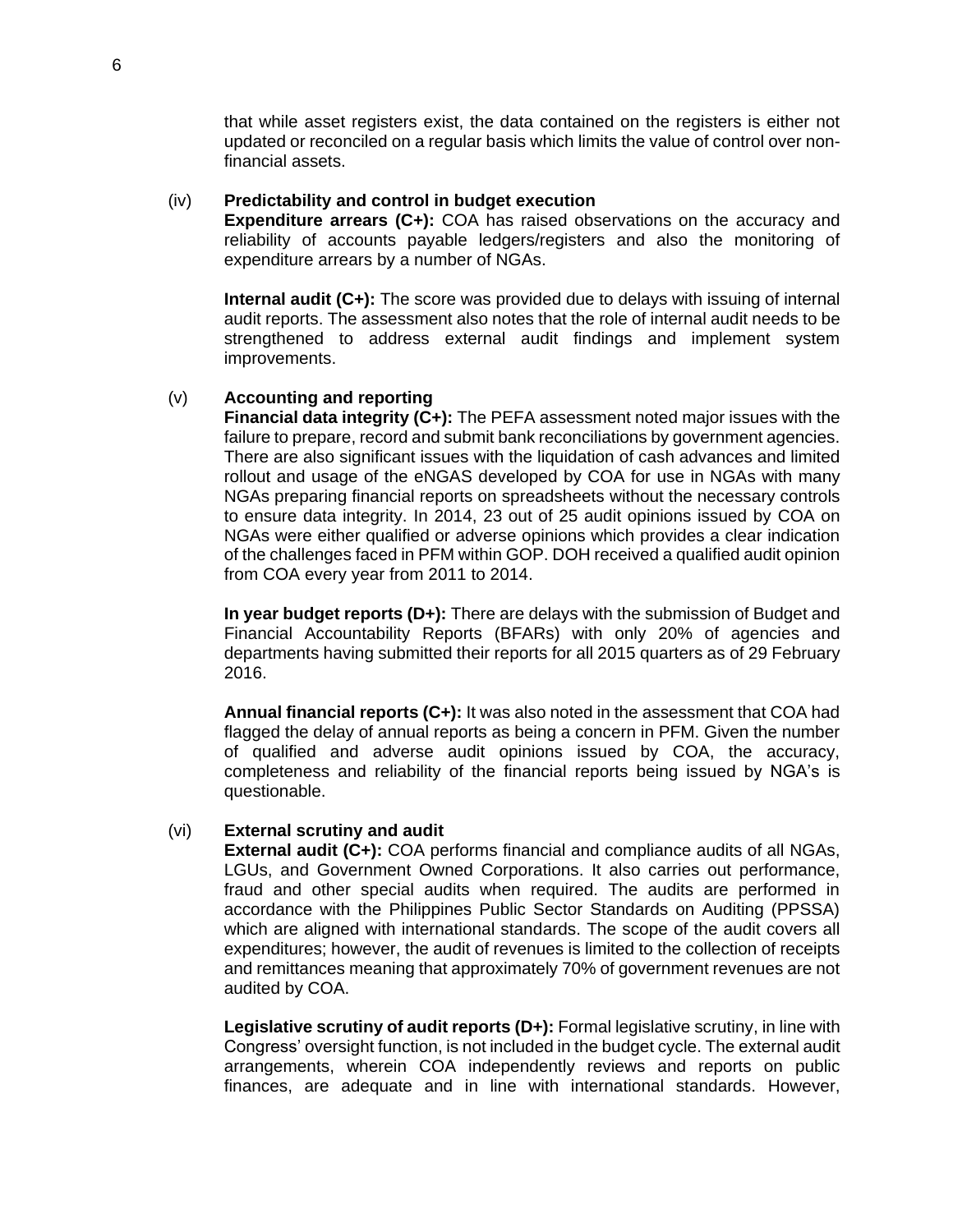that while asset registers exist, the data contained on the registers is either not updated or reconciled on a regular basis which limits the value of control over non-financial assets.

(iv) **Predictability and control in budget execution**

**Expenditure arrears (C+):** COA has raised observations on the accuracy and reliability of accounts payable ledgers/registers and also the monitoring of expenditure arrears by a number of NGAs.

**Internal audit (C+):** The score was provided due to delays with issuing of internal audit reports. The assessment also notes that the role of internal audit needs to be strengthened to address external audit findings and implement system improvements.

(v) **Accounting and reporting**

**Financial data integrity (C+):** The PEFA assessment noted major issues with the failure to prepare, record and submit bank reconciliations by government agencies. There are also significant issues with the liquidation of cash advances and limited rollout and usage of the eNGAS developed by COA for use in NGAs with many NGAs preparing financial reports on spreadsheets without the necessary controls to ensure data integrity. In 2014, 23 out of 25 audit opinions issued by COA on NGAs were either qualified or adverse opinions which provides a clear indication of the challenges faced in PFM within GOP. DOH received a qualified audit opinion from COA every year from 2011 to 2014.

**In year budget reports (D+):** There are delays with the submission of Budget and Financial Accountability Reports (BFARs) with only 20% of agencies and departments having submitted their reports for all 2015 quarters as of 29 February 2016.

**Annual financial reports (C+):** It was also noted in the assessment that COA had flagged the delay of annual reports as being a concern in PFM. Given the number of qualified and adverse audit opinions issued by COA, the accuracy, completeness and reliability of the financial reports being issued by NGA's is questionable.

(vi) **External scrutiny and audit**

**External audit (C+):** COA performs financial and compliance audits of all NGAs, LGUs, and Government Owned Corporations. It also carries out performance, fraud and other special audits when required. The audits are performed in accordance with the Philippines Public Sector Standards on Auditing (PPSSA) which are aligned with international standards. The scope of the audit covers all expenditures; however, the audit of revenues is limited to the collection of receipts and remittances meaning that approximately 70% of government revenues are not audited by COA.

**Legislative scrutiny of audit reports (D+):** Formal legislative scrutiny, in line with Congress' oversight function, is not included in the budget cycle. The external audit arrangements, wherein COA independently reviews and reports on public finances, are adequate and in line with international standards. However,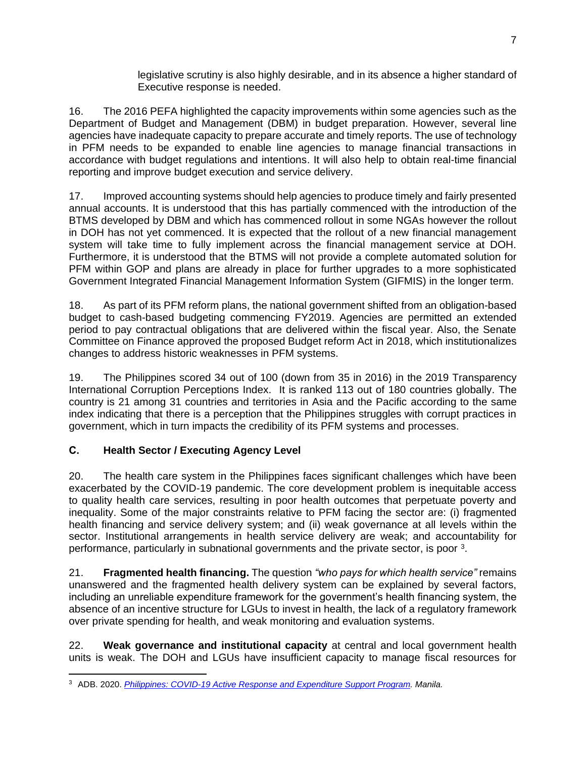legislative scrutiny is also highly desirable, and in its absence a higher standard of Executive response is needed.

16. The 2016 PEFA highlighted the capacity improvements within some agencies such as the Department of Budget and Management (DBM) in budget preparation. However, several line agencies have inadequate capacity to prepare accurate and timely reports. The use of technology in PFM needs to be expanded to enable line agencies to manage financial transactions in accordance with budget regulations and intentions. It will also help to obtain real-time financial reporting and improve budget execution and service delivery.

17. Improved accounting systems should help agencies to produce timely and fairly presented annual accounts. It is understood that this has partially commenced with the introduction of the BTMS developed by DBM and which has commenced rollout in some NGAs however the rollout in DOH has not yet commenced. It is expected that the rollout of a new financial management system will take time to fully implement across the financial management service at DOH. Furthermore, it is understood that the BTMS will not provide a complete automated solution for PFM within GOP and plans are already in place for further upgrades to a more sophisticated Government Integrated Financial Management Information System (GIFMIS) in the longer term.

18. As part of its PFM reform plans, the national government shifted from an obligation-based budget to cash-based budgeting commencing FY2019. Agencies are permitted an extended period to pay contractual obligations that are delivered within the fiscal year. Also, the Senate Committee on Finance approved the proposed Budget reform Act in 2018, which institutionalizes changes to address historic weaknesses in PFM systems.

19. The Philippines scored 34 out of 100 (down from 35 in 2016) in the 2019 Transparency International Corruption Perceptions Index. It is ranked 113 out of 180 countries globally. The country is 21 among 31 countries and territories in Asia and the Pacific according to the same index indicating that there is a perception that the Philippines struggles with corrupt practices in government, which in turn impacts the credibility of its PFM systems and processes.

### C. Health Sector / Executing Agency Level

20. The health care system in the Philippines faces significant challenges which have been exacerbated by the COVID-19 pandemic. The core development problem is inequitable access to quality health care services, resulting in poor health outcomes that perpetuate poverty and inequality. Some of the major constraints relative to PFM facing the sector are: (i) fragmented health financing and service delivery system; and (ii) weak governance at all levels within the sector. Institutional arrangements in health service delivery are weak; and accountability for performance, particularly in subnational governments and the private sector, is poor [3].

21. **Fragmented health financing.** The question *"who pays for which health service"* remains unanswered and the fragmented health delivery system can be explained by several factors, including an unreliable expenditure framework for the government's health financing system, the absence of an incentive structure for LGUs to invest in health, the lack of a regulatory framework over private spending for health, and weak monitoring and evaluation systems.

22. **Weak governance and institutional capacity** at central and local government health units is weak. The DOH and LGUs have insufficient capacity to manage fiscal resources for

---

[3] ADB. 2020. *Philippines: COVID-19 Active Response and Expenditure Support Program. Manila.*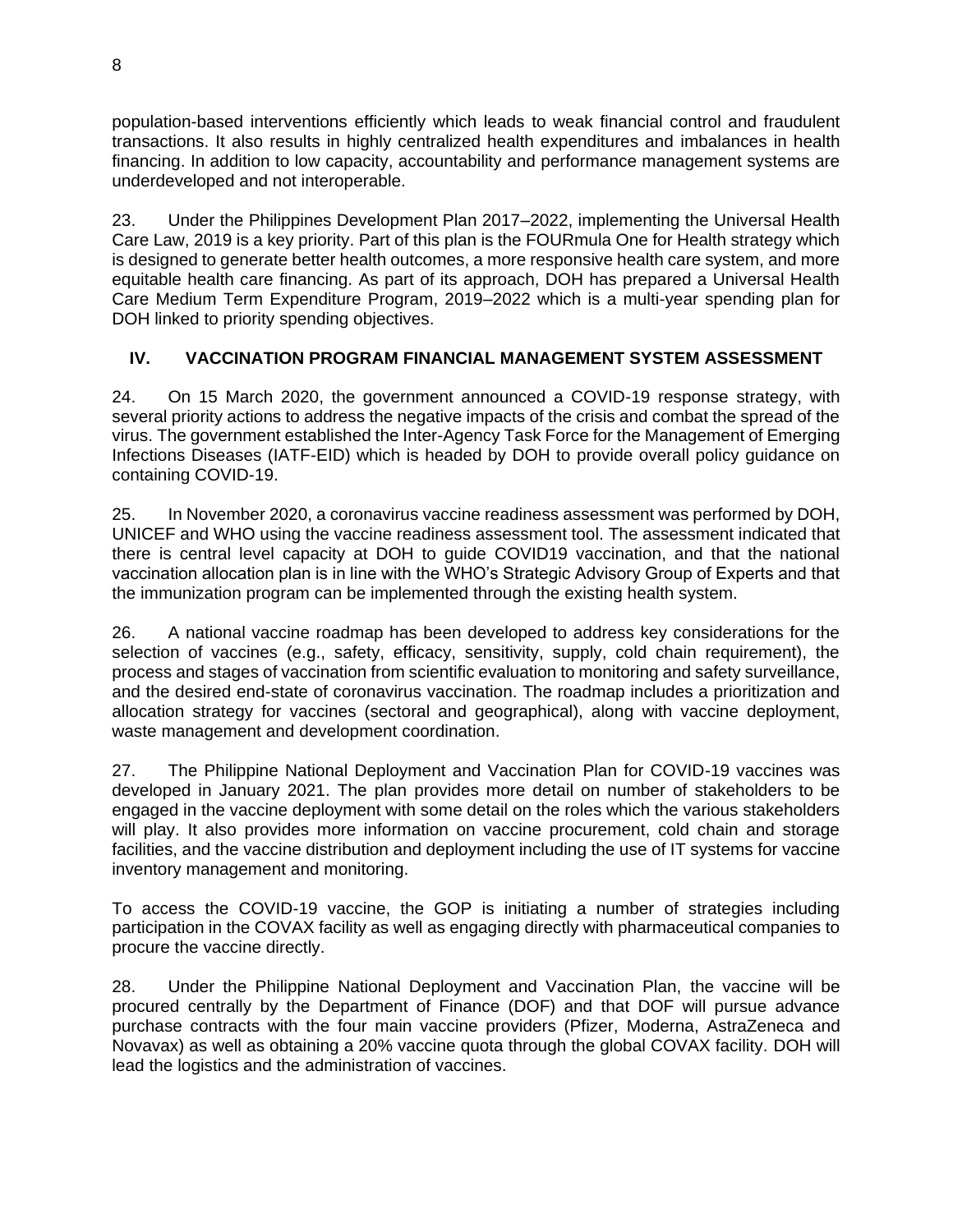population-based interventions efficiently which leads to weak financial control and fraudulent transactions. It also results in highly centralized health expenditures and imbalances in health financing. In addition to low capacity, accountability and performance management systems are underdeveloped and not interoperable.

23. Under the Philippines Development Plan 2017–2022, implementing the Universal Health Care Law, 2019 is a key priority. Part of this plan is the FOURmula One for Health strategy which is designed to generate better health outcomes, a more responsive health care system, and more equitable health care financing. As part of its approach, DOH has prepared a Universal Health Care Medium Term Expenditure Program, 2019–2022 which is a multi-year spending plan for DOH linked to priority spending objectives.

## IV. VACCINATION PROGRAM FINANCIAL MANAGEMENT SYSTEM ASSESSMENT

24. On 15 March 2020, the government announced a COVID-19 response strategy, with several priority actions to address the negative impacts of the crisis and combat the spread of the virus. The government established the Inter-Agency Task Force for the Management of Emerging Infections Diseases (IATF-EID) which is headed by DOH to provide overall policy guidance on containing COVID-19.

25. In November 2020, a coronavirus vaccine readiness assessment was performed by DOH, UNICEF and WHO using the vaccine readiness assessment tool. The assessment indicated that there is central level capacity at DOH to guide COVID19 vaccination, and that the national vaccination allocation plan is in line with the WHO's Strategic Advisory Group of Experts and that the immunization program can be implemented through the existing health system.

26. A national vaccine roadmap has been developed to address key considerations for the selection of vaccines (e.g., safety, efficacy, sensitivity, supply, cold chain requirement), the process and stages of vaccination from scientific evaluation to monitoring and safety surveillance, and the desired end-state of coronavirus vaccination. The roadmap includes a prioritization and allocation strategy for vaccines (sectoral and geographical), along with vaccine deployment, waste management and development coordination.

27. The Philippine National Deployment and Vaccination Plan for COVID-19 vaccines was developed in January 2021. The plan provides more detail on number of stakeholders to be engaged in the vaccine deployment with some detail on the roles which the various stakeholders will play. It also provides more information on vaccine procurement, cold chain and storage facilities, and the vaccine distribution and deployment including the use of IT systems for vaccine inventory management and monitoring.

To access the COVID-19 vaccine, the GOP is initiating a number of strategies including participation in the COVAX facility as well as engaging directly with pharmaceutical companies to procure the vaccine directly.

28. Under the Philippine National Deployment and Vaccination Plan, the vaccine will be procured centrally by the Department of Finance (DOF) and that DOF will pursue advance purchase contracts with the four main vaccine providers (Pfizer, Moderna, AstraZeneca and Novavax) as well as obtaining a 20% vaccine quota through the global COVAX facility. DOH will lead the logistics and the administration of vaccines.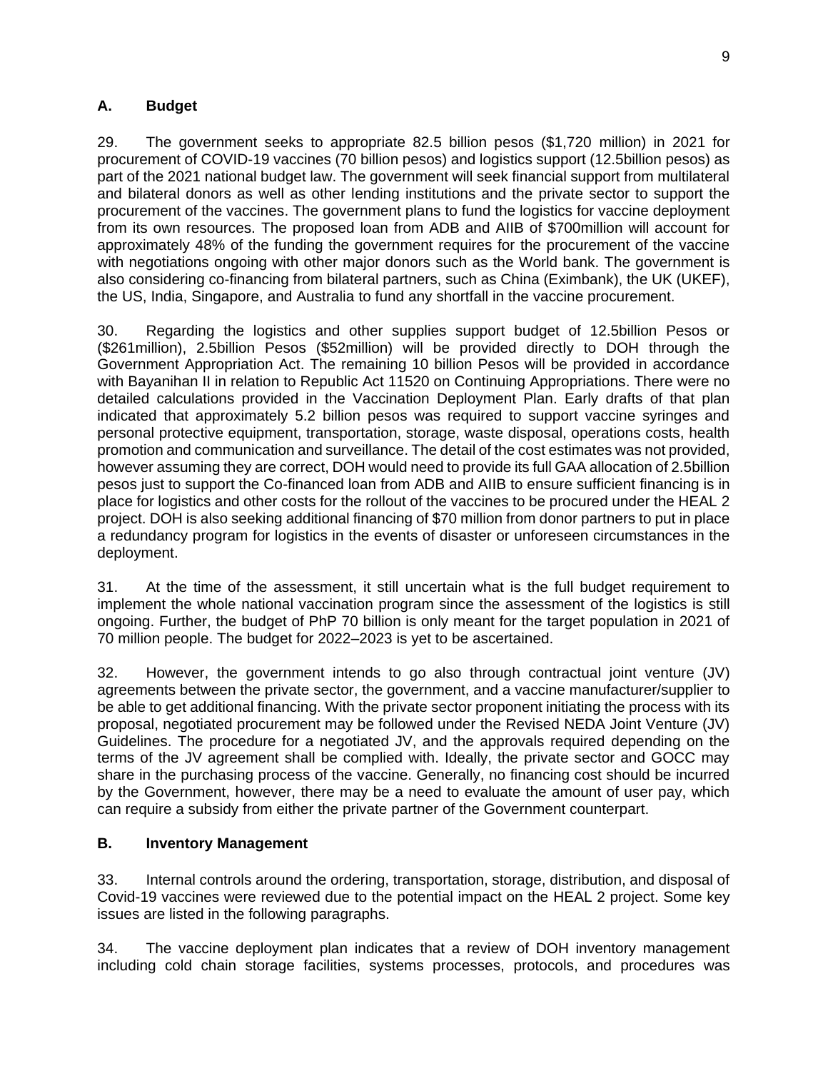## A. Budget

29. The government seeks to appropriate 82.5 billion pesos ($1,720 million) in 2021 for procurement of COVID-19 vaccines (70 billion pesos) and logistics support (12.5billion pesos) as part of the 2021 national budget law. The government will seek financial support from multilateral and bilateral donors as well as other lending institutions and the private sector to support the procurement of the vaccines. The government plans to fund the logistics for vaccine deployment from its own resources. The proposed loan from ADB and AIIB of $700million will account for approximately 48% of the funding the government requires for the procurement of the vaccine with negotiations ongoing with other major donors such as the World bank. The government is also considering co-financing from bilateral partners, such as China (Eximbank), the UK (UKEF), the US, India, Singapore, and Australia to fund any shortfall in the vaccine procurement.

30. Regarding the logistics and other supplies support budget of 12.5billion Pesos or ($261million), 2.5billion Pesos ($52million) will be provided directly to DOH through the Government Appropriation Act. The remaining 10 billion Pesos will be provided in accordance with Bayanihan II in relation to Republic Act 11520 on Continuing Appropriations. There were no detailed calculations provided in the Vaccination Deployment Plan. Early drafts of that plan indicated that approximately 5.2 billion pesos was required to support vaccine syringes and personal protective equipment, transportation, storage, waste disposal, operations costs, health promotion and communication and surveillance. The detail of the cost estimates was not provided, however assuming they are correct, DOH would need to provide its full GAA allocation of 2.5billion pesos just to support the Co-financed loan from ADB and AIIB to ensure sufficient financing is in place for logistics and other costs for the rollout of the vaccines to be procured under the HEAL 2 project. DOH is also seeking additional financing of $70 million from donor partners to put in place a redundancy program for logistics in the events of disaster or unforeseen circumstances in the deployment.

31. At the time of the assessment, it still uncertain what is the full budget requirement to implement the whole national vaccination program since the assessment of the logistics is still ongoing. Further, the budget of PhP 70 billion is only meant for the target population in 2021 of 70 million people. The budget for 2022–2023 is yet to be ascertained.

32. However, the government intends to go also through contractual joint venture (JV) agreements between the private sector, the government, and a vaccine manufacturer/supplier to be able to get additional financing. With the private sector proponent initiating the process with its proposal, negotiated procurement may be followed under the Revised NEDA Joint Venture (JV) Guidelines. The procedure for a negotiated JV, and the approvals required depending on the terms of the JV agreement shall be complied with. Ideally, the private sector and GOCC may share in the purchasing process of the vaccine. Generally, no financing cost should be incurred by the Government, however, there may be a need to evaluate the amount of user pay, which can require a subsidy from either the private partner of the Government counterpart.

## B. Inventory Management

33. Internal controls around the ordering, transportation, storage, distribution, and disposal of Covid-19 vaccines were reviewed due to the potential impact on the HEAL 2 project. Some key issues are listed in the following paragraphs.

34. The vaccine deployment plan indicates that a review of DOH inventory management including cold chain storage facilities, systems processes, protocols, and procedures was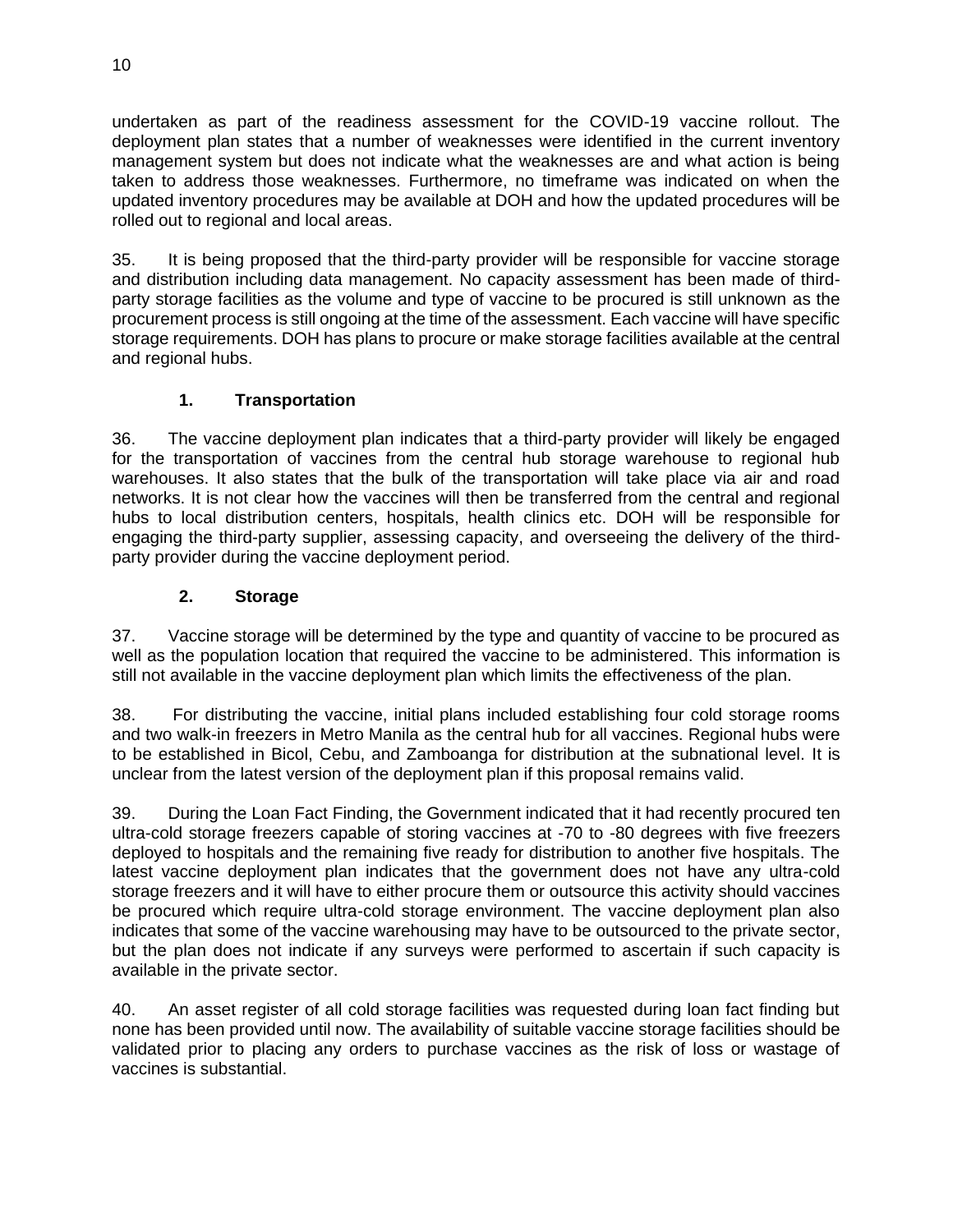undertaken as part of the readiness assessment for the COVID-19 vaccine rollout. The deployment plan states that a number of weaknesses were identified in the current inventory management system but does not indicate what the weaknesses are and what action is being taken to address those weaknesses. Furthermore, no timeframe was indicated on when the updated inventory procedures may be available at DOH and how the updated procedures will be rolled out to regional and local areas.

35. It is being proposed that the third-party provider will be responsible for vaccine storage and distribution including data management. No capacity assessment has been made of third-party storage facilities as the volume and type of vaccine to be procured is still unknown as the procurement process is still ongoing at the time of the assessment. Each vaccine will have specific storage requirements. DOH has plans to procure or make storage facilities available at the central and regional hubs.

### 1. Transportation

36. The vaccine deployment plan indicates that a third-party provider will likely be engaged for the transportation of vaccines from the central hub storage warehouse to regional hub warehouses. It also states that the bulk of the transportation will take place via air and road networks. It is not clear how the vaccines will then be transferred from the central and regional hubs to local distribution centers, hospitals, health clinics etc. DOH will be responsible for engaging the third-party supplier, assessing capacity, and overseeing the delivery of the third-party provider during the vaccine deployment period.

### 2. Storage

37. Vaccine storage will be determined by the type and quantity of vaccine to be procured as well as the population location that required the vaccine to be administered. This information is still not available in the vaccine deployment plan which limits the effectiveness of the plan.

38. For distributing the vaccine, initial plans included establishing four cold storage rooms and two walk-in freezers in Metro Manila as the central hub for all vaccines. Regional hubs were to be established in Bicol, Cebu, and Zamboanga for distribution at the subnational level. It is unclear from the latest version of the deployment plan if this proposal remains valid.

39. During the Loan Fact Finding, the Government indicated that it had recently procured ten ultra-cold storage freezers capable of storing vaccines at -70 to -80 degrees with five freezers deployed to hospitals and the remaining five ready for distribution to another five hospitals. The latest vaccine deployment plan indicates that the government does not have any ultra-cold storage freezers and it will have to either procure them or outsource this activity should vaccines be procured which require ultra-cold storage environment. The vaccine deployment plan also indicates that some of the vaccine warehousing may have to be outsourced to the private sector, but the plan does not indicate if any surveys were performed to ascertain if such capacity is available in the private sector.

40. An asset register of all cold storage facilities was requested during loan fact finding but none has been provided until now. The availability of suitable vaccine storage facilities should be validated prior to placing any orders to purchase vaccines as the risk of loss or wastage of vaccines is substantial.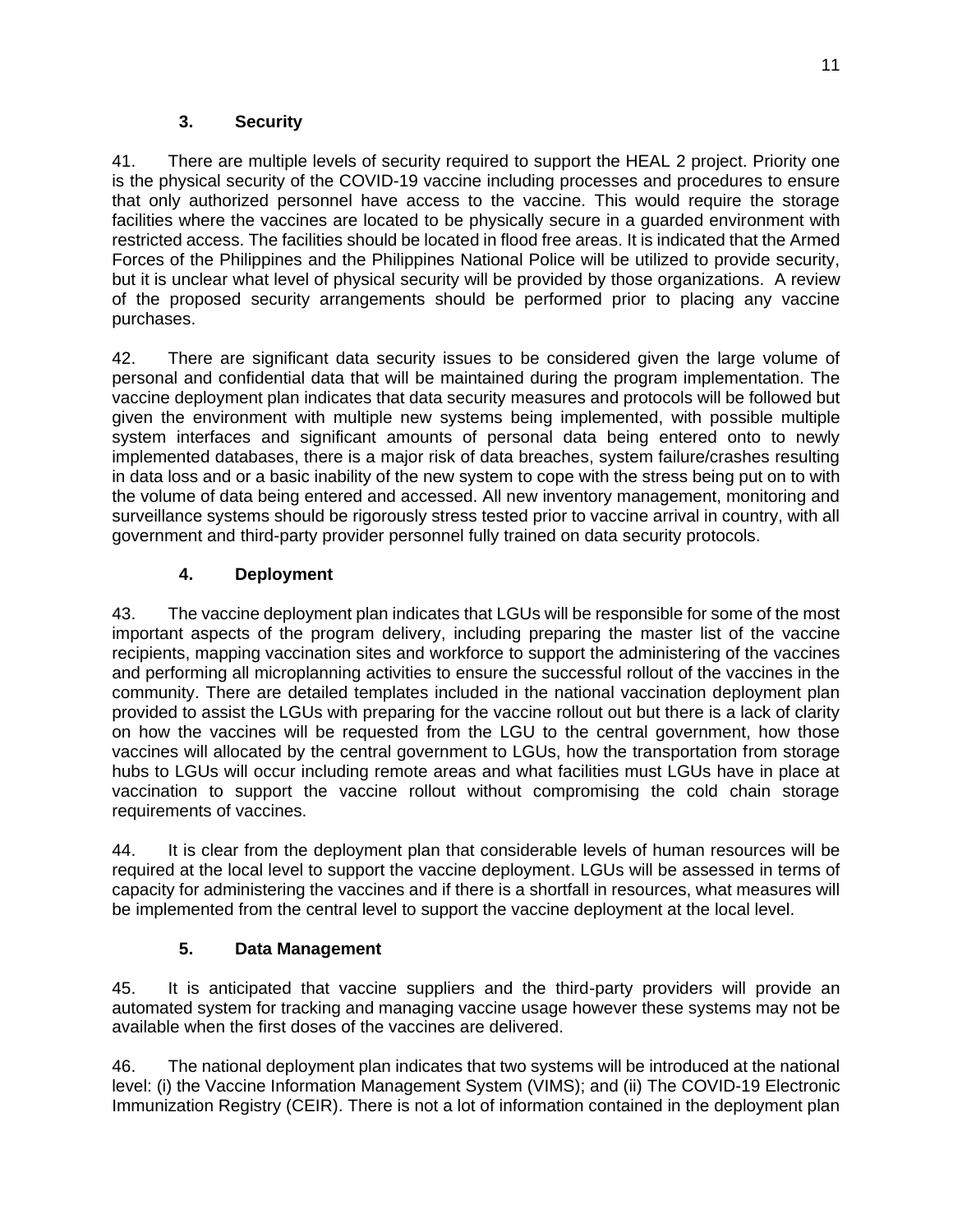### 3. Security

41. There are multiple levels of security required to support the HEAL 2 project. Priority one is the physical security of the COVID-19 vaccine including processes and procedures to ensure that only authorized personnel have access to the vaccine. This would require the storage facilities where the vaccines are located to be physically secure in a guarded environment with restricted access. The facilities should be located in flood free areas. It is indicated that the Armed Forces of the Philippines and the Philippines National Police will be utilized to provide security, but it is unclear what level of physical security will be provided by those organizations. A review of the proposed security arrangements should be performed prior to placing any vaccine purchases.

42. There are significant data security issues to be considered given the large volume of personal and confidential data that will be maintained during the program implementation. The vaccine deployment plan indicates that data security measures and protocols will be followed but given the environment with multiple new systems being implemented, with possible multiple system interfaces and significant amounts of personal data being entered onto to newly implemented databases, there is a major risk of data breaches, system failure/crashes resulting in data loss and or a basic inability of the new system to cope with the stress being put on to with the volume of data being entered and accessed. All new inventory management, monitoring and surveillance systems should be rigorously stress tested prior to vaccine arrival in country, with all government and third-party provider personnel fully trained on data security protocols.

### 4. Deployment

43. The vaccine deployment plan indicates that LGUs will be responsible for some of the most important aspects of the program delivery, including preparing the master list of the vaccine recipients, mapping vaccination sites and workforce to support the administering of the vaccines and performing all microplanning activities to ensure the successful rollout of the vaccines in the community. There are detailed templates included in the national vaccination deployment plan provided to assist the LGUs with preparing for the vaccine rollout out but there is a lack of clarity on how the vaccines will be requested from the LGU to the central government, how those vaccines will allocated by the central government to LGUs, how the transportation from storage hubs to LGUs will occur including remote areas and what facilities must LGUs have in place at vaccination to support the vaccine rollout without compromising the cold chain storage requirements of vaccines.

44. It is clear from the deployment plan that considerable levels of human resources will be required at the local level to support the vaccine deployment. LGUs will be assessed in terms of capacity for administering the vaccines and if there is a shortfall in resources, what measures will be implemented from the central level to support the vaccine deployment at the local level.

### 5. Data Management

45. It is anticipated that vaccine suppliers and the third-party providers will provide an automated system for tracking and managing vaccine usage however these systems may not be available when the first doses of the vaccines are delivered.

46. The national deployment plan indicates that two systems will be introduced at the national level: (i) the Vaccine Information Management System (VIMS); and (ii) The COVID-19 Electronic Immunization Registry (CEIR). There is not a lot of information contained in the deployment plan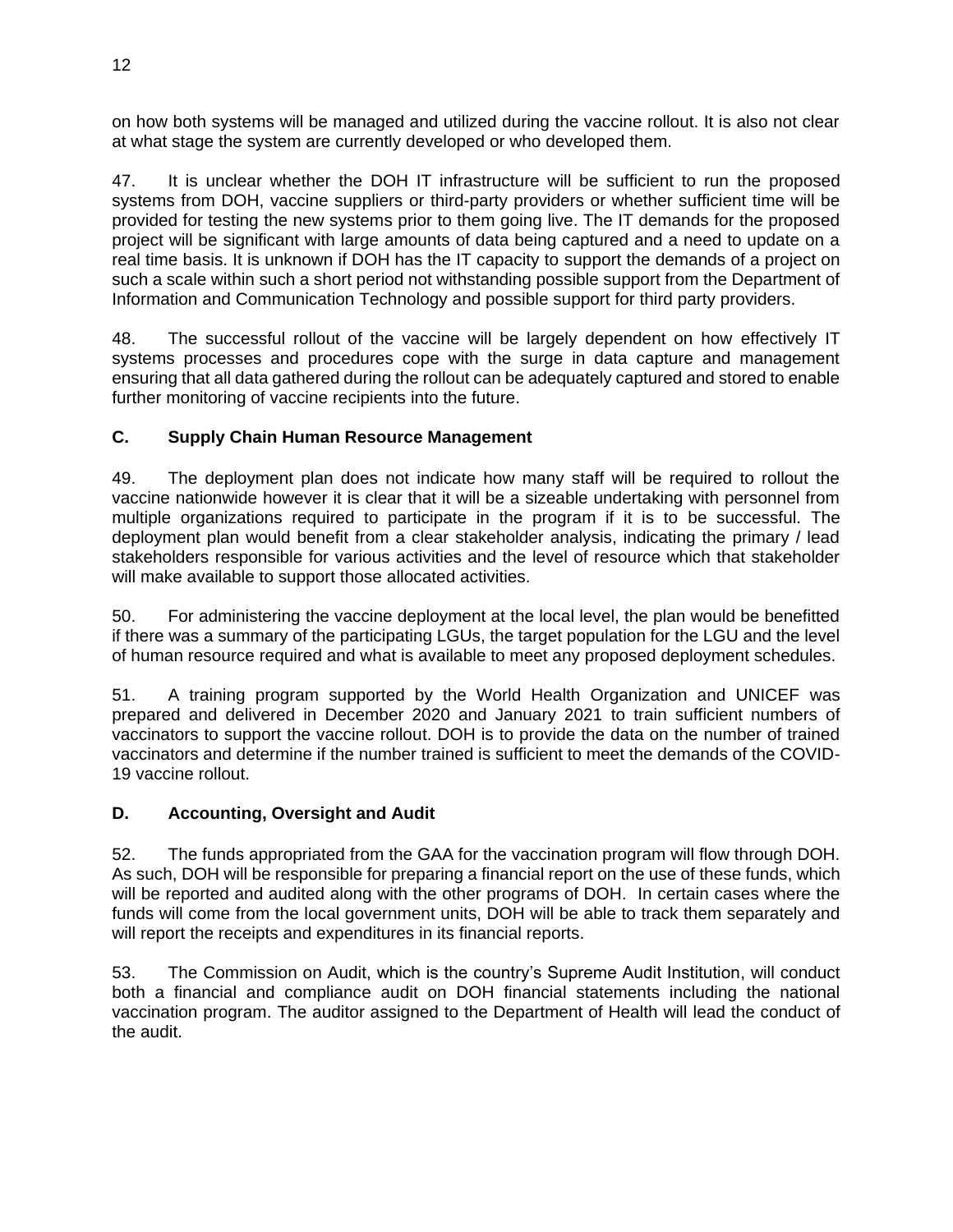on how both systems will be managed and utilized during the vaccine rollout. It is also not clear at what stage the system are currently developed or who developed them.

47. It is unclear whether the DOH IT infrastructure will be sufficient to run the proposed systems from DOH, vaccine suppliers or third-party providers or whether sufficient time will be provided for testing the new systems prior to them going live. The IT demands for the proposed project will be significant with large amounts of data being captured and a need to update on a real time basis. It is unknown if DOH has the IT capacity to support the demands of a project on such a scale within such a short period not withstanding possible support from the Department of Information and Communication Technology and possible support for third party providers.

48. The successful rollout of the vaccine will be largely dependent on how effectively IT systems processes and procedures cope with the surge in data capture and management ensuring that all data gathered during the rollout can be adequately captured and stored to enable further monitoring of vaccine recipients into the future.

### C. Supply Chain Human Resource Management

49. The deployment plan does not indicate how many staff will be required to rollout the vaccine nationwide however it is clear that it will be a sizeable undertaking with personnel from multiple organizations required to participate in the program if it is to be successful. The deployment plan would benefit from a clear stakeholder analysis, indicating the primary / lead stakeholders responsible for various activities and the level of resource which that stakeholder will make available to support those allocated activities.

50. For administering the vaccine deployment at the local level, the plan would be benefitted if there was a summary of the participating LGUs, the target population for the LGU and the level of human resource required and what is available to meet any proposed deployment schedules.

51. A training program supported by the World Health Organization and UNICEF was prepared and delivered in December 2020 and January 2021 to train sufficient numbers of vaccinators to support the vaccine rollout. DOH is to provide the data on the number of trained vaccinators and determine if the number trained is sufficient to meet the demands of the COVID-19 vaccine rollout.

### D. Accounting, Oversight and Audit

52. The funds appropriated from the GAA for the vaccination program will flow through DOH. As such, DOH will be responsible for preparing a financial report on the use of these funds, which will be reported and audited along with the other programs of DOH. In certain cases where the funds will come from the local government units, DOH will be able to track them separately and will report the receipts and expenditures in its financial reports.

53. The Commission on Audit, which is the country's Supreme Audit Institution, will conduct both a financial and compliance audit on DOH financial statements including the national vaccination program. The auditor assigned to the Department of Health will lead the conduct of the audit.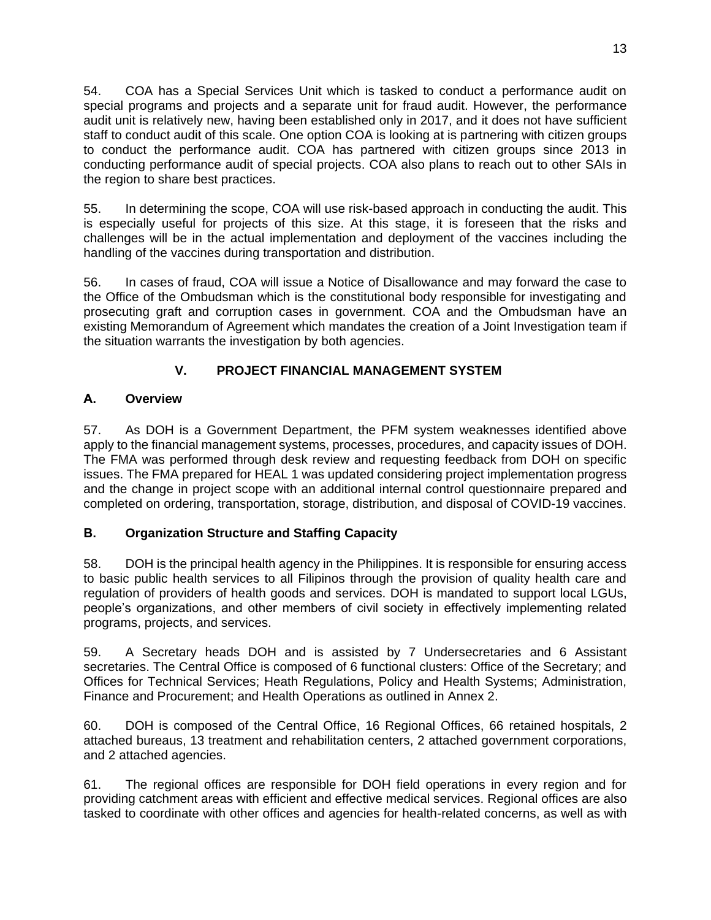54. COA has a Special Services Unit which is tasked to conduct a performance audit on special programs and projects and a separate unit for fraud audit. However, the performance audit unit is relatively new, having been established only in 2017, and it does not have sufficient staff to conduct audit of this scale. One option COA is looking at is partnering with citizen groups to conduct the performance audit. COA has partnered with citizen groups since 2013 in conducting performance audit of special projects. COA also plans to reach out to other SAIs in the region to share best practices.

55. In determining the scope, COA will use risk-based approach in conducting the audit. This is especially useful for projects of this size. At this stage, it is foreseen that the risks and challenges will be in the actual implementation and deployment of the vaccines including the handling of the vaccines during transportation and distribution.

56. In cases of fraud, COA will issue a Notice of Disallowance and may forward the case to the Office of the Ombudsman which is the constitutional body responsible for investigating and prosecuting graft and corruption cases in government. COA and the Ombudsman have an existing Memorandum of Agreement which mandates the creation of a Joint Investigation team if the situation warrants the investigation by both agencies.

## V. PROJECT FINANCIAL MANAGEMENT SYSTEM

### A. Overview

57. As DOH is a Government Department, the PFM system weaknesses identified above apply to the financial management systems, processes, procedures, and capacity issues of DOH. The FMA was performed through desk review and requesting feedback from DOH on specific issues. The FMA prepared for HEAL 1 was updated considering project implementation progress and the change in project scope with an additional internal control questionnaire prepared and completed on ordering, transportation, storage, distribution, and disposal of COVID-19 vaccines.

### B. Organization Structure and Staffing Capacity

58. DOH is the principal health agency in the Philippines. It is responsible for ensuring access to basic public health services to all Filipinos through the provision of quality health care and regulation of providers of health goods and services. DOH is mandated to support local LGUs, people's organizations, and other members of civil society in effectively implementing related programs, projects, and services.

59. A Secretary heads DOH and is assisted by 7 Undersecretaries and 6 Assistant secretaries. The Central Office is composed of 6 functional clusters: Office of the Secretary; and Offices for Technical Services; Heath Regulations, Policy and Health Systems; Administration, Finance and Procurement; and Health Operations as outlined in Annex 2.

60. DOH is composed of the Central Office, 16 Regional Offices, 66 retained hospitals, 2 attached bureaus, 13 treatment and rehabilitation centers, 2 attached government corporations, and 2 attached agencies.

61. The regional offices are responsible for DOH field operations in every region and for providing catchment areas with efficient and effective medical services. Regional offices are also tasked to coordinate with other offices and agencies for health-related concerns, as well as with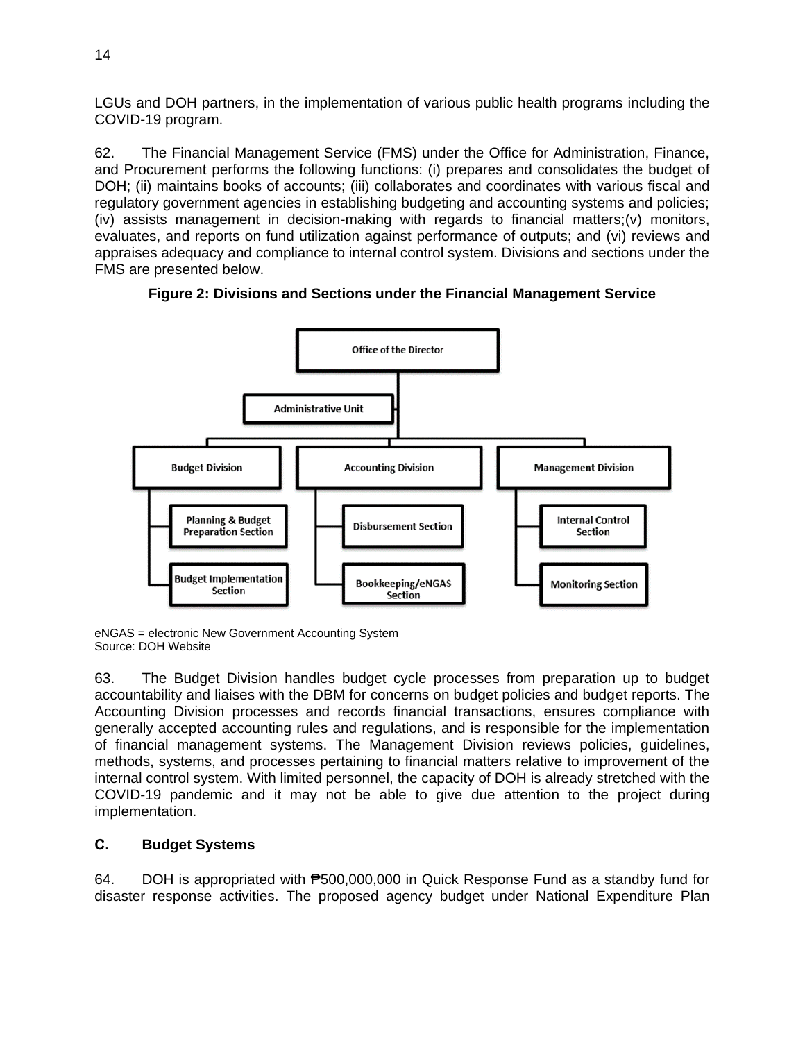LGUs and DOH partners, in the implementation of various public health programs including the COVID-19 program.

62. The Financial Management Service (FMS) under the Office for Administration, Finance, and Procurement performs the following functions: (i) prepares and consolidates the budget of DOH; (ii) maintains books of accounts; (iii) collaborates and coordinates with various fiscal and regulatory government agencies in establishing budgeting and accounting systems and policies; (iv) assists management in decision-making with regards to financial matters;(v) monitors, evaluates, and reports on fund utilization against performance of outputs; and (vi) reviews and appraises adequacy and compliance to internal control system. Divisions and sections under the FMS are presented below.

**Figure 2: Divisions and Sections under the Financial Management Service**

- Office of the Director
  - Administrative Unit
  - Budget Division
    - Planning & Budget Preparation Section
    - Budget Implementation Section
  - Accounting Division
    - Disbursement Section
    - Bookkeeping/eNGAS Section
  - Management Division
    - Internal Control Section
    - Monitoring Section

eNGAS = electronic New Government Accounting System
Source: DOH Website

63. The Budget Division handles budget cycle processes from preparation up to budget accountability and liaises with the DBM for concerns on budget policies and budget reports. The Accounting Division processes and records financial transactions, ensures compliance with generally accepted accounting rules and regulations, and is responsible for the implementation of financial management systems. The Management Division reviews policies, guidelines, methods, systems, and processes pertaining to financial matters relative to improvement of the internal control system. With limited personnel, the capacity of DOH is already stretched with the COVID-19 pandemic and it may not be able to give due attention to the project during implementation.

## C. Budget Systems

64. DOH is appropriated with ₱500,000,000 in Quick Response Fund as a standby fund for disaster response activities. The proposed agency budget under National Expenditure Plan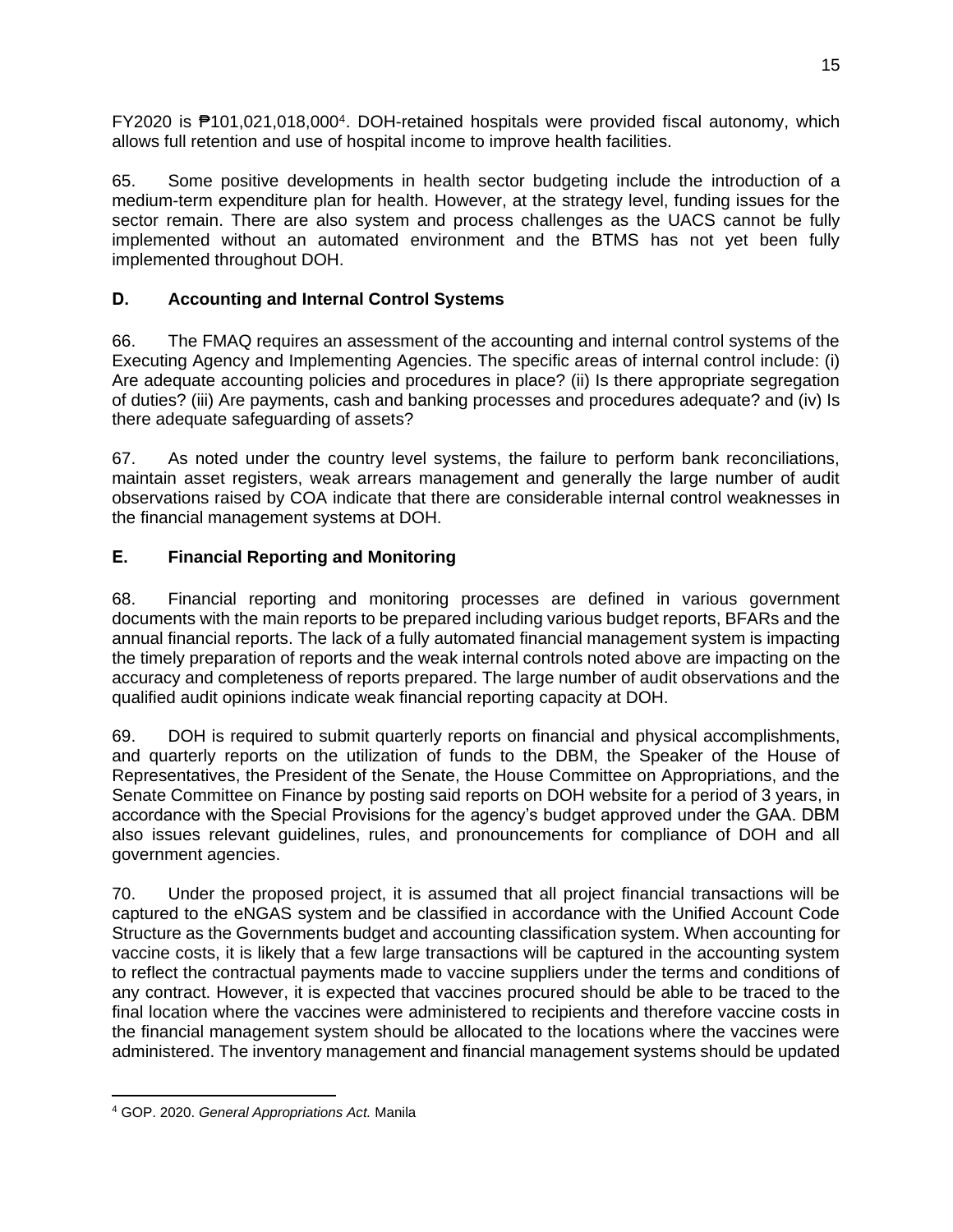FY2020 is ₱101,021,018,000[4]. DOH-retained hospitals were provided fiscal autonomy, which allows full retention and use of hospital income to improve health facilities.

65. Some positive developments in health sector budgeting include the introduction of a medium-term expenditure plan for health. However, at the strategy level, funding issues for the sector remain. There are also system and process challenges as the UACS cannot be fully implemented without an automated environment and the BTMS has not yet been fully implemented throughout DOH.

## D. Accounting and Internal Control Systems

66. The FMAQ requires an assessment of the accounting and internal control systems of the Executing Agency and Implementing Agencies. The specific areas of internal control include: (i) Are adequate accounting policies and procedures in place? (ii) Is there appropriate segregation of duties? (iii) Are payments, cash and banking processes and procedures adequate? and (iv) Is there adequate safeguarding of assets?

67. As noted under the country level systems, the failure to perform bank reconciliations, maintain asset registers, weak arrears management and generally the large number of audit observations raised by COA indicate that there are considerable internal control weaknesses in the financial management systems at DOH.

## E. Financial Reporting and Monitoring

68. Financial reporting and monitoring processes are defined in various government documents with the main reports to be prepared including various budget reports, BFARs and the annual financial reports. The lack of a fully automated financial management system is impacting the timely preparation of reports and the weak internal controls noted above are impacting on the accuracy and completeness of reports prepared. The large number of audit observations and the qualified audit opinions indicate weak financial reporting capacity at DOH.

69. DOH is required to submit quarterly reports on financial and physical accomplishments, and quarterly reports on the utilization of funds to the DBM, the Speaker of the House of Representatives, the President of the Senate, the House Committee on Appropriations, and the Senate Committee on Finance by posting said reports on DOH website for a period of 3 years, in accordance with the Special Provisions for the agency's budget approved under the GAA. DBM also issues relevant guidelines, rules, and pronouncements for compliance of DOH and all government agencies.

70. Under the proposed project, it is assumed that all project financial transactions will be captured to the eNGAS system and be classified in accordance with the Unified Account Code Structure as the Governments budget and accounting classification system. When accounting for vaccine costs, it is likely that a few large transactions will be captured in the accounting system to reflect the contractual payments made to vaccine suppliers under the terms and conditions of any contract. However, it is expected that vaccines procured should be able to be traced to the final location where the vaccines were administered to recipients and therefore vaccine costs in the financial management system should be allocated to the locations where the vaccines were administered. The inventory management and financial management systems should be updated

[4] GOP. 2020. *General Appropriations Act.* Manila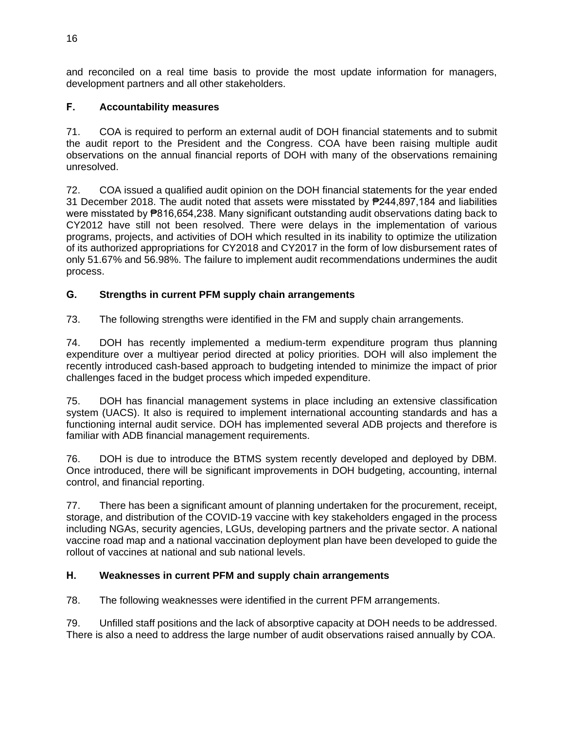and reconciled on a real time basis to provide the most update information for managers, development partners and all other stakeholders.

## F. Accountability measures

71. COA is required to perform an external audit of DOH financial statements and to submit the audit report to the President and the Congress. COA have been raising multiple audit observations on the annual financial reports of DOH with many of the observations remaining unresolved.

72. COA issued a qualified audit opinion on the DOH financial statements for the year ended 31 December 2018. The audit noted that assets were misstated by ₱244,897,184 and liabilities were misstated by ₱816,654,238. Many significant outstanding audit observations dating back to CY2012 have still not been resolved. There were delays in the implementation of various programs, projects, and activities of DOH which resulted in its inability to optimize the utilization of its authorized appropriations for CY2018 and CY2017 in the form of low disbursement rates of only 51.67% and 56.98%. The failure to implement audit recommendations undermines the audit process.

## G. Strengths in current PFM supply chain arrangements

73. The following strengths were identified in the FM and supply chain arrangements.

74. DOH has recently implemented a medium-term expenditure program thus planning expenditure over a multiyear period directed at policy priorities. DOH will also implement the recently introduced cash-based approach to budgeting intended to minimize the impact of prior challenges faced in the budget process which impeded expenditure.

75. DOH has financial management systems in place including an extensive classification system (UACS). It also is required to implement international accounting standards and has a functioning internal audit service. DOH has implemented several ADB projects and therefore is familiar with ADB financial management requirements.

76. DOH is due to introduce the BTMS system recently developed and deployed by DBM. Once introduced, there will be significant improvements in DOH budgeting, accounting, internal control, and financial reporting.

77. There has been a significant amount of planning undertaken for the procurement, receipt, storage, and distribution of the COVID-19 vaccine with key stakeholders engaged in the process including NGAs, security agencies, LGUs, developing partners and the private sector. A national vaccine road map and a national vaccination deployment plan have been developed to guide the rollout of vaccines at national and sub national levels.

## H. Weaknesses in current PFM and supply chain arrangements

78. The following weaknesses were identified in the current PFM arrangements.

79. Unfilled staff positions and the lack of absorptive capacity at DOH needs to be addressed. There is also a need to address the large number of audit observations raised annually by COA.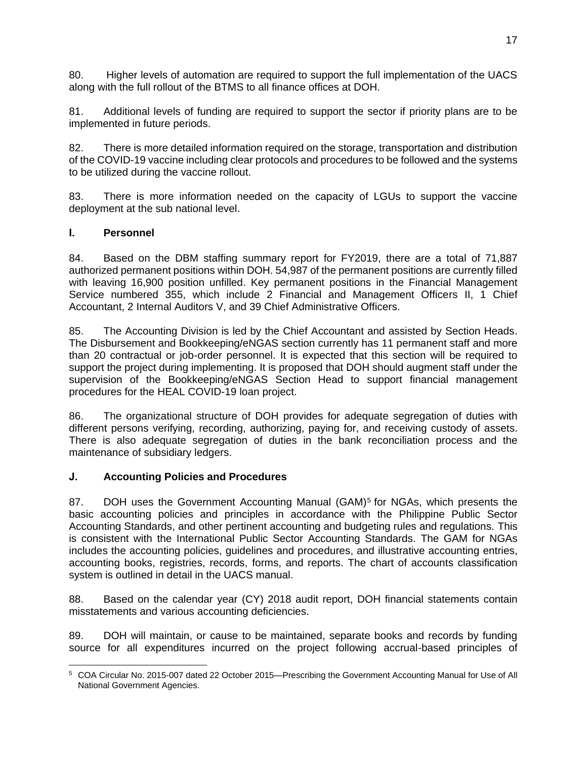80. Higher levels of automation are required to support the full implementation of the UACS along with the full rollout of the BTMS to all finance offices at DOH.

81. Additional levels of funding are required to support the sector if priority plans are to be implemented in future periods.

82. There is more detailed information required on the storage, transportation and distribution of the COVID-19 vaccine including clear protocols and procedures to be followed and the systems to be utilized during the vaccine rollout.

83. There is more information needed on the capacity of LGUs to support the vaccine deployment at the sub national level.

## I. Personnel

84. Based on the DBM staffing summary report for FY2019, there are a total of 71,887 authorized permanent positions within DOH. 54,987 of the permanent positions are currently filled with leaving 16,900 position unfilled. Key permanent positions in the Financial Management Service numbered 355, which include 2 Financial and Management Officers II, 1 Chief Accountant, 2 Internal Auditors V, and 39 Chief Administrative Officers.

85. The Accounting Division is led by the Chief Accountant and assisted by Section Heads. The Disbursement and Bookkeeping/eNGAS section currently has 11 permanent staff and more than 20 contractual or job-order personnel. It is expected that this section will be required to support the project during implementing. It is proposed that DOH should augment staff under the supervision of the Bookkeeping/eNGAS Section Head to support financial management procedures for the HEAL COVID-19 loan project.

86. The organizational structure of DOH provides for adequate segregation of duties with different persons verifying, recording, authorizing, paying for, and receiving custody of assets. There is also adequate segregation of duties in the bank reconciliation process and the maintenance of subsidiary ledgers.

## J. Accounting Policies and Procedures

87. DOH uses the Government Accounting Manual (GAM)[5] for NGAs, which presents the basic accounting policies and principles in accordance with the Philippine Public Sector Accounting Standards, and other pertinent accounting and budgeting rules and regulations. This is consistent with the International Public Sector Accounting Standards. The GAM for NGAs includes the accounting policies, guidelines and procedures, and illustrative accounting entries, accounting books, registries, records, forms, and reports. The chart of accounts classification system is outlined in detail in the UACS manual.

88. Based on the calendar year (CY) 2018 audit report, DOH financial statements contain misstatements and various accounting deficiencies.

89. DOH will maintain, or cause to be maintained, separate books and records by funding source for all expenditures incurred on the project following accrual-based principles of

---

[5] COA Circular No. 2015-007 dated 22 October 2015—Prescribing the Government Accounting Manual for Use of All National Government Agencies.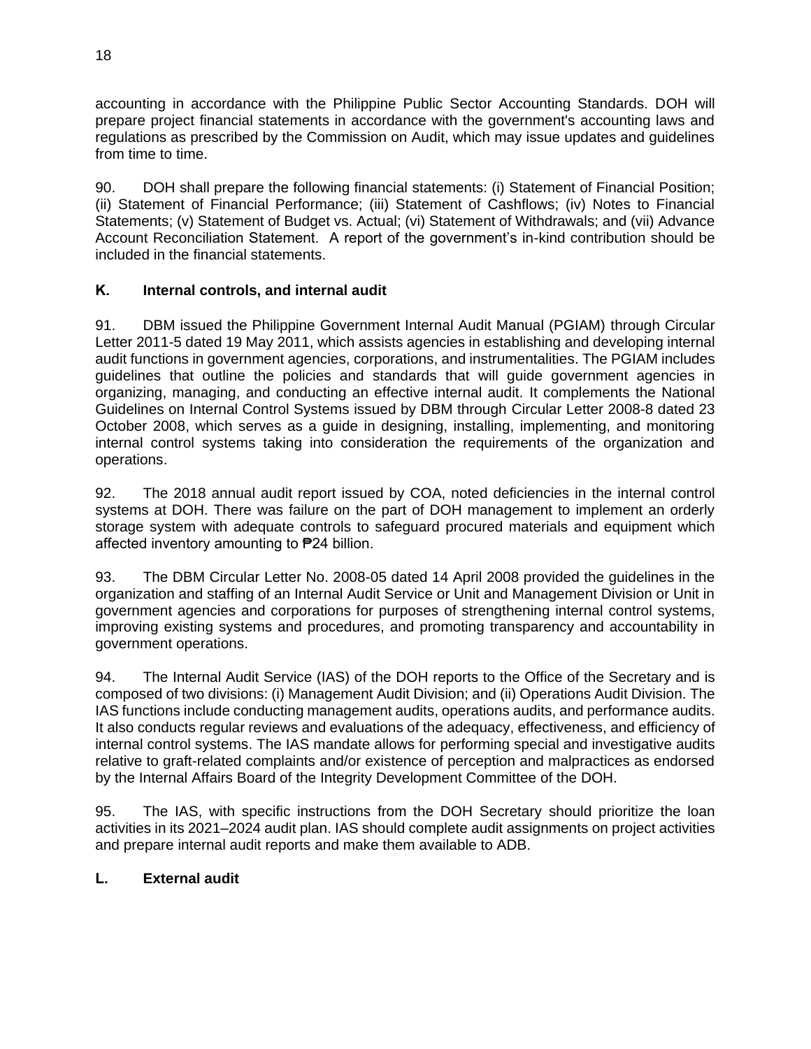accounting in accordance with the Philippine Public Sector Accounting Standards. DOH will prepare project financial statements in accordance with the government's accounting laws and regulations as prescribed by the Commission on Audit, which may issue updates and guidelines from time to time.

90. DOH shall prepare the following financial statements: (i) Statement of Financial Position; (ii) Statement of Financial Performance; (iii) Statement of Cashflows; (iv) Notes to Financial Statements; (v) Statement of Budget vs. Actual; (vi) Statement of Withdrawals; and (vii) Advance Account Reconciliation Statement. A report of the government's in-kind contribution should be included in the financial statements.

## K. Internal controls, and internal audit

91. DBM issued the Philippine Government Internal Audit Manual (PGIAM) through Circular Letter 2011-5 dated 19 May 2011, which assists agencies in establishing and developing internal audit functions in government agencies, corporations, and instrumentalities. The PGIAM includes guidelines that outline the policies and standards that will guide government agencies in organizing, managing, and conducting an effective internal audit. It complements the National Guidelines on Internal Control Systems issued by DBM through Circular Letter 2008-8 dated 23 October 2008, which serves as a guide in designing, installing, implementing, and monitoring internal control systems taking into consideration the requirements of the organization and operations.

92. The 2018 annual audit report issued by COA, noted deficiencies in the internal control systems at DOH. There was failure on the part of DOH management to implement an orderly storage system with adequate controls to safeguard procured materials and equipment which affected inventory amounting to ₱24 billion.

93. The DBM Circular Letter No. 2008-05 dated 14 April 2008 provided the guidelines in the organization and staffing of an Internal Audit Service or Unit and Management Division or Unit in government agencies and corporations for purposes of strengthening internal control systems, improving existing systems and procedures, and promoting transparency and accountability in government operations.

94. The Internal Audit Service (IAS) of the DOH reports to the Office of the Secretary and is composed of two divisions: (i) Management Audit Division; and (ii) Operations Audit Division. The IAS functions include conducting management audits, operations audits, and performance audits. It also conducts regular reviews and evaluations of the adequacy, effectiveness, and efficiency of internal control systems. The IAS mandate allows for performing special and investigative audits relative to graft-related complaints and/or existence of perception and malpractices as endorsed by the Internal Affairs Board of the Integrity Development Committee of the DOH.

95. The IAS, with specific instructions from the DOH Secretary should prioritize the loan activities in its 2021–2024 audit plan. IAS should complete audit assignments on project activities and prepare internal audit reports and make them available to ADB.

## L. External audit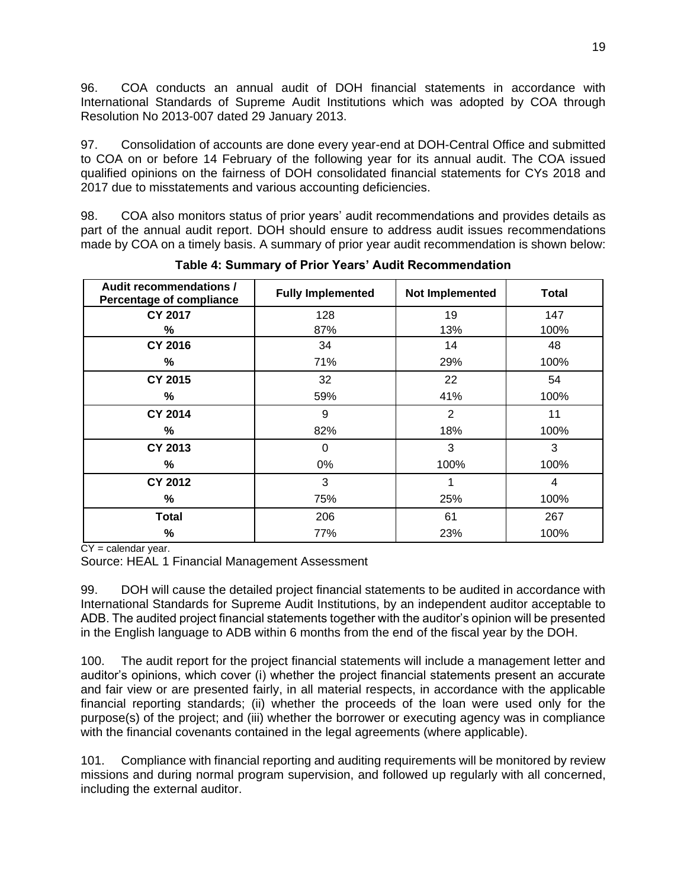96. COA conducts an annual audit of DOH financial statements in accordance with International Standards of Supreme Audit Institutions which was adopted by COA through Resolution No 2013-007 dated 29 January 2013.

97. Consolidation of accounts are done every year-end at DOH-Central Office and submitted to COA on or before 14 February of the following year for its annual audit. The COA issued qualified opinions on the fairness of DOH consolidated financial statements for CYs 2018 and 2017 due to misstatements and various accounting deficiencies.

98. COA also monitors status of prior years' audit recommendations and provides details as part of the annual audit report. DOH should ensure to address audit issues recommendations made by COA on a timely basis. A summary of prior year audit recommendation is shown below:

**Table 4: Summary of Prior Years' Audit Recommendation**

| Audit recommendations / Percentage of compliance | Fully Implemented | Not Implemented | Total |
|---|---|---|---|
| **CY 2017** | 128 | 19 | 147 |
| **%** | 87% | 13% | 100% |
| **CY 2016** | 34 | 14 | 48 |
| **%** | 71% | 29% | 100% |
| **CY 2015** | 32 | 22 | 54 |
| **%** | 59% | 41% | 100% |
| **CY 2014** | 9 | 2 | 11 |
| **%** | 82% | 18% | 100% |
| **CY 2013** | 0 | 3 | 3 |
| **%** | 0% | 100% | 100% |
| **CY 2012** | 3 | 1 | 4 |
| **%** | 75% | 25% | 100% |
| **Total** | 206 | 61 | 267 |
| **%** | 77% | 23% | 100% |

CY = calendar year.

Source: HEAL 1 Financial Management Assessment

99. DOH will cause the detailed project financial statements to be audited in accordance with International Standards for Supreme Audit Institutions, by an independent auditor acceptable to ADB. The audited project financial statements together with the auditor's opinion will be presented in the English language to ADB within 6 months from the end of the fiscal year by the DOH.

100. The audit report for the project financial statements will include a management letter and auditor's opinions, which cover (i) whether the project financial statements present an accurate and fair view or are presented fairly, in all material respects, in accordance with the applicable financial reporting standards; (ii) whether the proceeds of the loan were used only for the purpose(s) of the project; and (iii) whether the borrower or executing agency was in compliance with the financial covenants contained in the legal agreements (where applicable).

101. Compliance with financial reporting and auditing requirements will be monitored by review missions and during normal program supervision, and followed up regularly with all concerned, including the external auditor.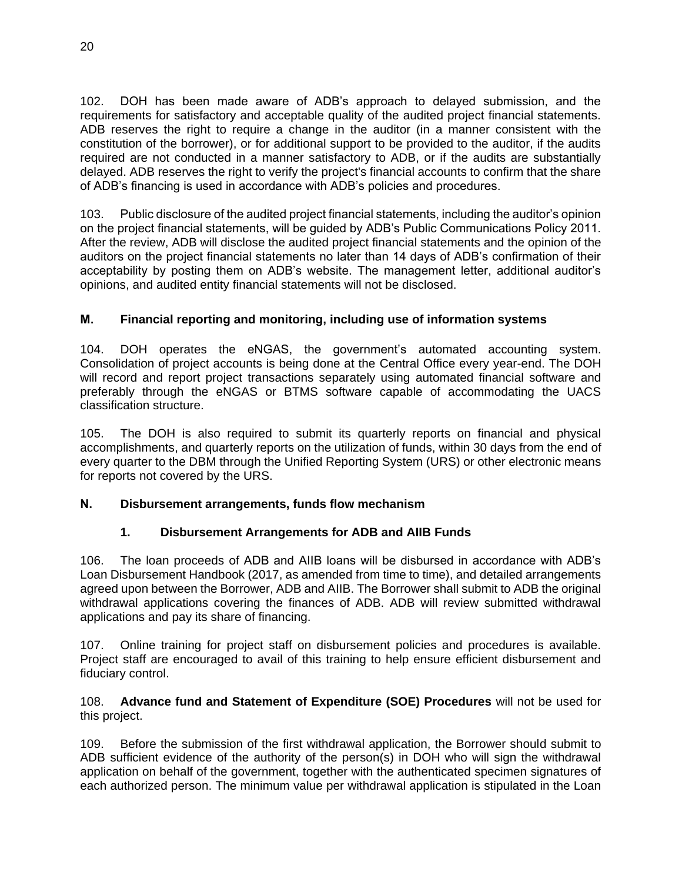102. DOH has been made aware of ADB's approach to delayed submission, and the requirements for satisfactory and acceptable quality of the audited project financial statements. ADB reserves the right to require a change in the auditor (in a manner consistent with the constitution of the borrower), or for additional support to be provided to the auditor, if the audits required are not conducted in a manner satisfactory to ADB, or if the audits are substantially delayed. ADB reserves the right to verify the project's financial accounts to confirm that the share of ADB's financing is used in accordance with ADB's policies and procedures.

103. Public disclosure of the audited project financial statements, including the auditor's opinion on the project financial statements, will be guided by ADB's Public Communications Policy 2011. After the review, ADB will disclose the audited project financial statements and the opinion of the auditors on the project financial statements no later than 14 days of ADB's confirmation of their acceptability by posting them on ADB's website. The management letter, additional auditor's opinions, and audited entity financial statements will not be disclosed.

## M. Financial reporting and monitoring, including use of information systems

104. DOH operates the eNGAS, the government's automated accounting system. Consolidation of project accounts is being done at the Central Office every year-end. The DOH will record and report project transactions separately using automated financial software and preferably through the eNGAS or BTMS software capable of accommodating the UACS classification structure.

105. The DOH is also required to submit its quarterly reports on financial and physical accomplishments, and quarterly reports on the utilization of funds, within 30 days from the end of every quarter to the DBM through the Unified Reporting System (URS) or other electronic means for reports not covered by the URS.

## N. Disbursement arrangements, funds flow mechanism

### 1. Disbursement Arrangements for ADB and AIIB Funds

106. The loan proceeds of ADB and AIIB loans will be disbursed in accordance with ADB's Loan Disbursement Handbook (2017, as amended from time to time), and detailed arrangements agreed upon between the Borrower, ADB and AIIB. The Borrower shall submit to ADB the original withdrawal applications covering the finances of ADB. ADB will review submitted withdrawal applications and pay its share of financing.

107. Online training for project staff on disbursement policies and procedures is available. Project staff are encouraged to avail of this training to help ensure efficient disbursement and fiduciary control.

108. **Advance fund and Statement of Expenditure (SOE) Procedures** will not be used for this project.

109. Before the submission of the first withdrawal application, the Borrower should submit to ADB sufficient evidence of the authority of the person(s) in DOH who will sign the withdrawal application on behalf of the government, together with the authenticated specimen signatures of each authorized person. The minimum value per withdrawal application is stipulated in the Loan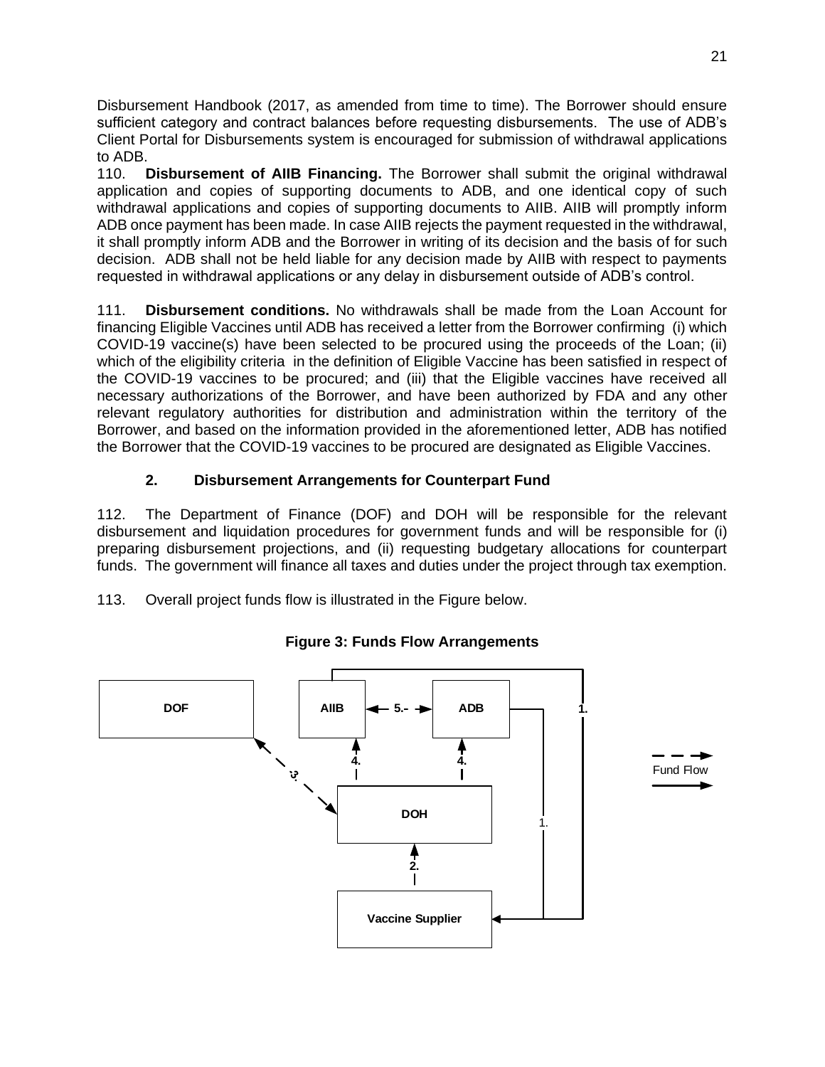Disbursement Handbook (2017, as amended from time to time). The Borrower should ensure sufficient category and contract balances before requesting disbursements. The use of ADB's Client Portal for Disbursements system is encouraged for submission of withdrawal applications to ADB.

110. **Disbursement of AIIB Financing.** The Borrower shall submit the original withdrawal application and copies of supporting documents to ADB, and one identical copy of such withdrawal applications and copies of supporting documents to AIIB. AIIB will promptly inform ADB once payment has been made. In case AIIB rejects the payment requested in the withdrawal, it shall promptly inform ADB and the Borrower in writing of its decision and the basis of for such decision. ADB shall not be held liable for any decision made by AIIB with respect to payments requested in withdrawal applications or any delay in disbursement outside of ADB's control.

111. **Disbursement conditions.** No withdrawals shall be made from the Loan Account for financing Eligible Vaccines until ADB has received a letter from the Borrower confirming (i) which COVID-19 vaccine(s) have been selected to be procured using the proceeds of the Loan; (ii) which of the eligibility criteria in the definition of Eligible Vaccine has been satisfied in respect of the COVID-19 vaccines to be procured; and (iii) that the Eligible vaccines have received all necessary authorizations of the Borrower, and have been authorized by FDA and any other relevant regulatory authorities for distribution and administration within the territory of the Borrower, and based on the information provided in the aforementioned letter, ADB has notified the Borrower that the COVID-19 vaccines to be procured are designated as Eligible Vaccines.

### 2. Disbursement Arrangements for Counterpart Fund

112. The Department of Finance (DOF) and DOH will be responsible for the relevant disbursement and liquidation procedures for government funds and will be responsible for (i) preparing disbursement projections, and (ii) requesting budgetary allocations for counterpart funds. The government will finance all taxes and duties under the project through tax exemption.

113. Overall project funds flow is illustrated in the Figure below.

**Figure 3: Funds Flow Arrangements**

DOF | AIIB | ADB | DOH | Vaccine Supplier | 1. | 2. | 3. | 4. | 5. | Fund Flow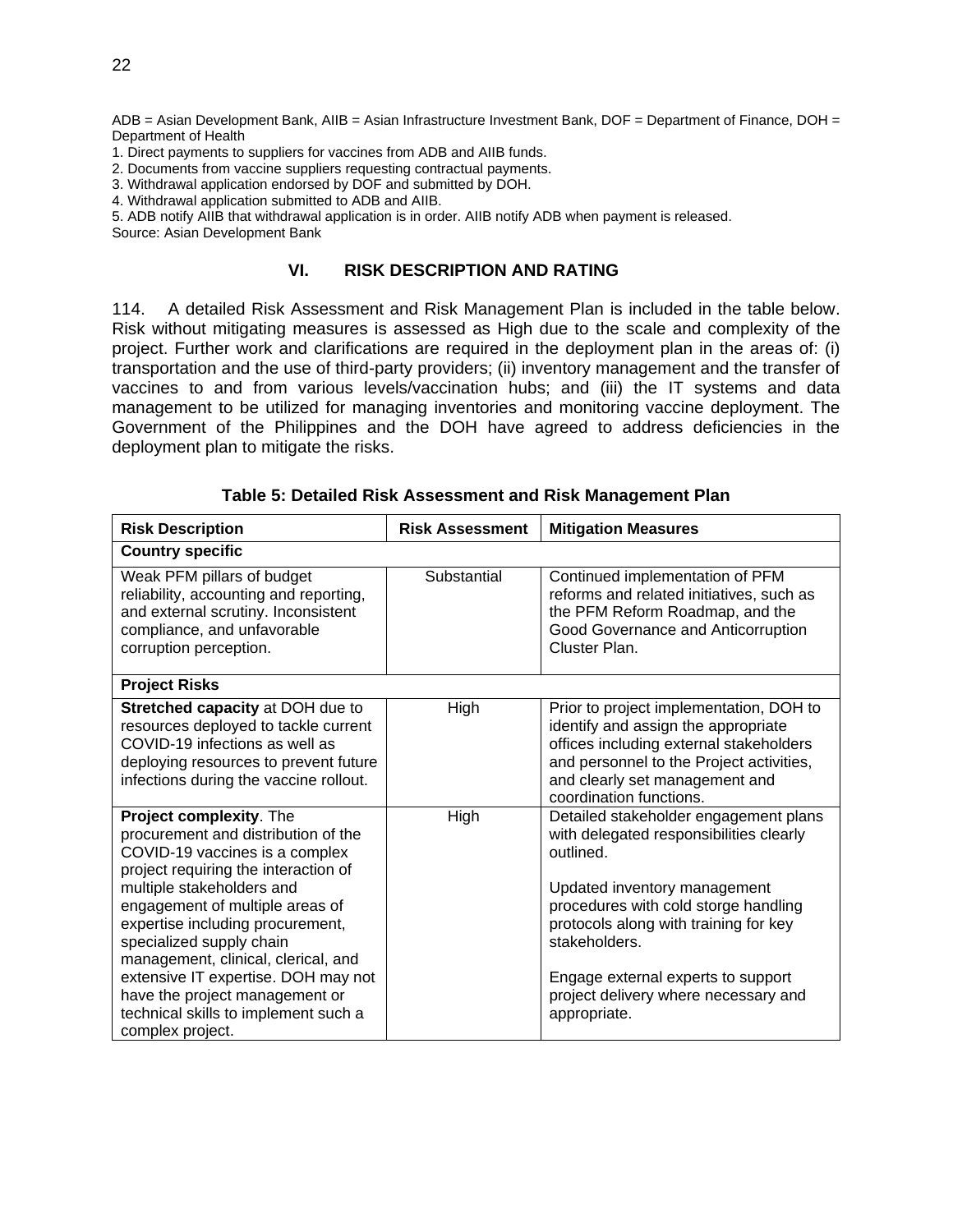ADB = Asian Development Bank, AIIB = Asian Infrastructure Investment Bank, DOF = Department of Finance, DOH = Department of Health

1. Direct payments to suppliers for vaccines from ADB and AIIB funds.
2. Documents from vaccine suppliers requesting contractual payments.
3. Withdrawal application endorsed by DOF and submitted by DOH.
4. Withdrawal application submitted to ADB and AIIB.
5. ADB notify AIIB that withdrawal application is in order. AIIB notify ADB when payment is released.

Source: Asian Development Bank

## VI. RISK DESCRIPTION AND RATING

114. A detailed Risk Assessment and Risk Management Plan is included in the table below. Risk without mitigating measures is assessed as High due to the scale and complexity of the project. Further work and clarifications are required in the deployment plan in the areas of: (i) transportation and the use of third-party providers; (ii) inventory management and the transfer of vaccines to and from various levels/vaccination hubs; and (iii) the IT systems and data management to be utilized for managing inventories and monitoring vaccine deployment. The Government of the Philippines and the DOH have agreed to address deficiencies in the deployment plan to mitigate the risks.

**Table 5: Detailed Risk Assessment and Risk Management Plan**

| Risk Description | Risk Assessment | Mitigation Measures |
|---|---|---|
| **Country specific** | | |
| Weak PFM pillars of budget reliability, accounting and reporting, and external scrutiny. Inconsistent compliance, and unfavorable corruption perception. | Substantial | Continued implementation of PFM reforms and related initiatives, such as the PFM Reform Roadmap, and the Good Governance and Anticorruption Cluster Plan. |
| **Project Risks** | | |
| **Stretched capacity** at DOH due to resources deployed to tackle current COVID-19 infections as well as deploying resources to prevent future infections during the vaccine rollout. | High | Prior to project implementation, DOH to identify and assign the appropriate offices including external stakeholders and personnel to the Project activities, and clearly set management and coordination functions. |
| **Project complexity**. The procurement and distribution of the COVID-19 vaccines is a complex project requiring the interaction of multiple stakeholders and engagement of multiple areas of expertise including procurement, specialized supply chain management, clinical, clerical, and extensive IT expertise. DOH may not have the project management or technical skills to implement such a complex project. | High | Detailed stakeholder engagement plans with delegated responsibilities clearly outlined.<br><br>Updated inventory management procedures with cold storge handling protocols along with training for key stakeholders.<br><br>Engage external experts to support project delivery where necessary and appropriate. |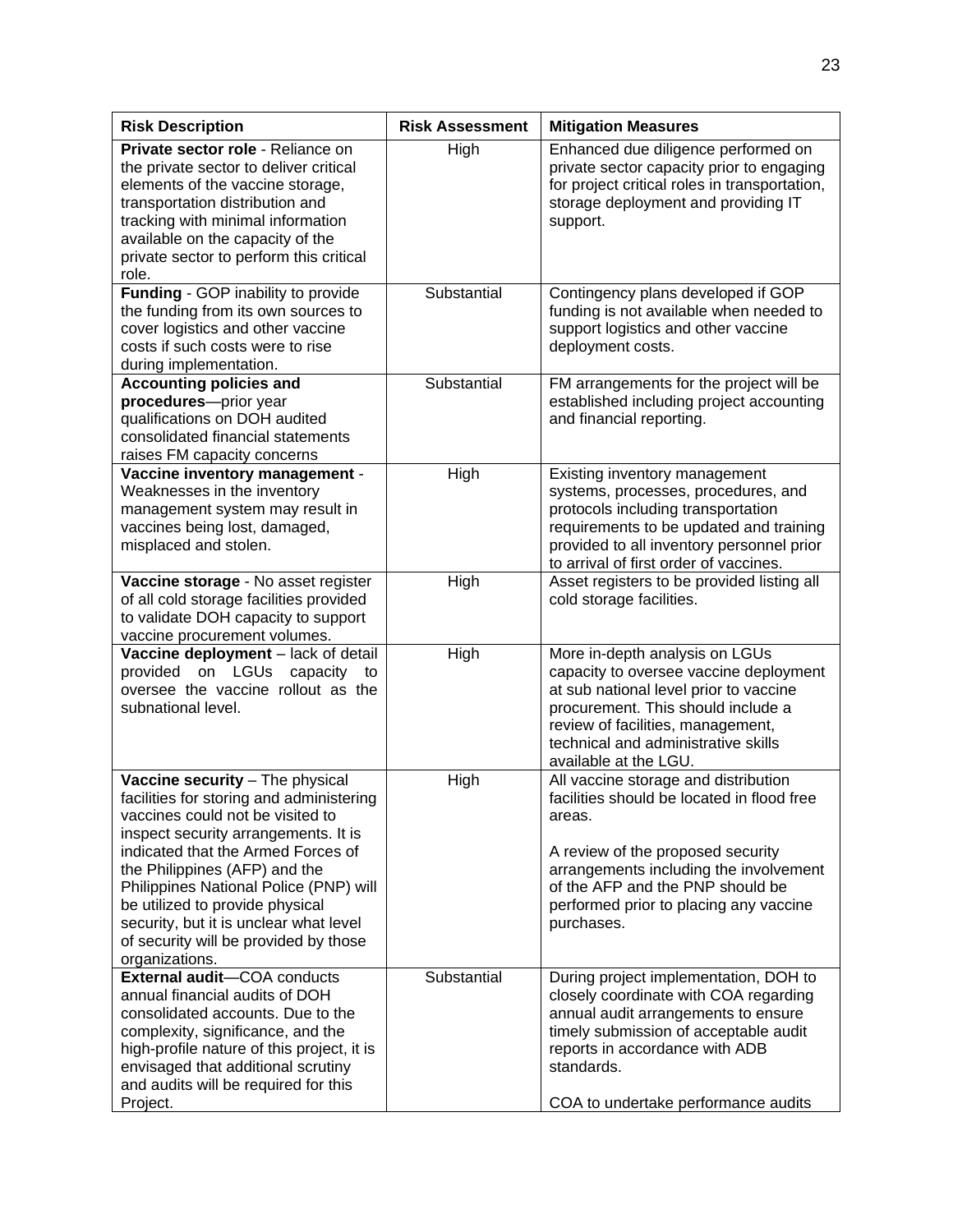| Risk Description | Risk Assessment | Mitigation Measures |
| --- | --- | --- |
| **Private sector role** - Reliance on the private sector to deliver critical elements of the vaccine storage, transportation distribution and tracking with minimal information available on the capacity of the private sector to perform this critical role. | High | Enhanced due diligence performed on private sector capacity prior to engaging for project critical roles in transportation, storage deployment and providing IT support. |
| **Funding** - GOP inability to provide the funding from its own sources to cover logistics and other vaccine costs if such costs were to rise during implementation. | Substantial | Contingency plans developed if GOP funding is not available when needed to support logistics and other vaccine deployment costs. |
| **Accounting policies and procedures**—prior year qualifications on DOH audited consolidated financial statements raises FM capacity concerns | Substantial | FM arrangements for the project will be established including project accounting and financial reporting. |
| **Vaccine inventory management** - Weaknesses in the inventory management system may result in vaccines being lost, damaged, misplaced and stolen. | High | Existing inventory management systems, processes, procedures, and protocols including transportation requirements to be updated and training provided to all inventory personnel prior to arrival of first order of vaccines. |
| **Vaccine storage** - No asset register of all cold storage facilities provided to validate DOH capacity to support vaccine procurement volumes. | High | Asset registers to be provided listing all cold storage facilities. |
| **Vaccine deployment** – lack of detail provided on LGUs capacity to oversee the vaccine rollout as the subnational level. | High | More in-depth analysis on LGUs capacity to oversee vaccine deployment at sub national level prior to vaccine procurement. This should include a review of facilities, management, technical and administrative skills available at the LGU. |
| **Vaccine security** – The physical facilities for storing and administering vaccines could not be visited to inspect security arrangements. It is indicated that the Armed Forces of the Philippines (AFP) and the Philippines National Police (PNP) will be utilized to provide physical security, but it is unclear what level of security will be provided by those organizations. | High | All vaccine storage and distribution facilities should be located in flood free areas.<br><br>A review of the proposed security arrangements including the involvement of the AFP and the PNP should be performed prior to placing any vaccine purchases. |
| **External audit**—COA conducts annual financial audits of DOH consolidated accounts. Due to the complexity, significance, and the high-profile nature of this project, it is envisaged that additional scrutiny and audits will be required for this Project. | Substantial | During project implementation, DOH to closely coordinate with COA regarding annual audit arrangements to ensure timely submission of acceptable audit reports in accordance with ADB standards.<br><br>COA to undertake performance audits |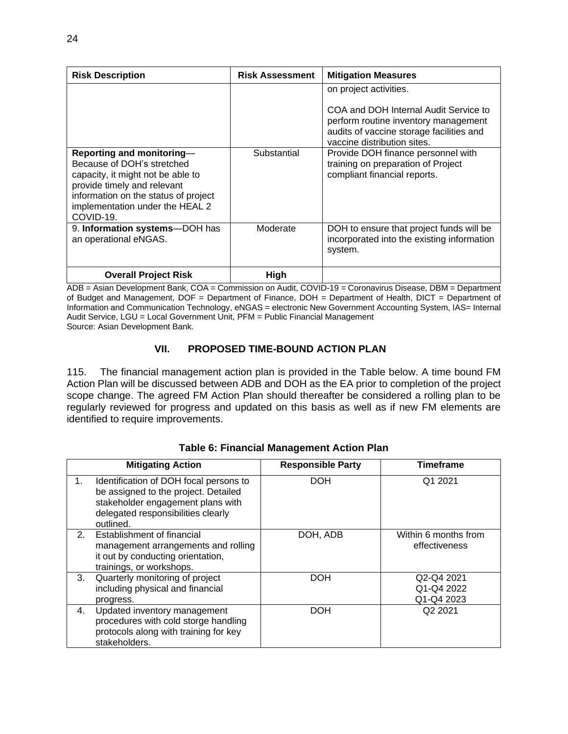| Risk Description | Risk Assessment | Mitigation Measures |
|---|---|---|
| | | on project activities.<br><br>COA and DOH Internal Audit Service to perform routine inventory management audits of vaccine storage facilities and vaccine distribution sites. |
| **Reporting and monitoring**—Because of DOH's stretched capacity, it might not be able to provide timely and relevant information on the status of project implementation under the HEAL 2 COVID-19. | Substantial | Provide DOH finance personnel with training on preparation of Project compliant financial reports. |
| 9. **Information systems**—DOH has an operational eNGAS. | Moderate | DOH to ensure that project funds will be incorporated into the existing information system. |
| **Overall Project Risk** | **High** | |

ADB = Asian Development Bank, COA = Commission on Audit, COVID-19 = Coronavirus Disease, DBM = Department of Budget and Management, DOF = Department of Finance, DOH = Department of Health, DICT = Department of Information and Communication Technology, eNGAS = electronic New Government Accounting System, IAS= Internal Audit Service, LGU = Local Government Unit, PFM = Public Financial Management
Source: Asian Development Bank.

## VII. PROPOSED TIME-BOUND ACTION PLAN

115. The financial management action plan is provided in the Table below. A time bound FM Action Plan will be discussed between ADB and DOH as the EA prior to completion of the project scope change. The agreed FM Action Plan should thereafter be considered a rolling plan to be regularly reviewed for progress and updated on this basis as well as if new FM elements are identified to require improvements.

**Table 6: Financial Management Action Plan**

| Mitigating Action | Responsible Party | Timeframe |
|---|---|---|
| 1. Identification of DOH focal persons to be assigned to the project. Detailed stakeholder engagement plans with delegated responsibilities clearly outlined. | DOH | Q1 2021 |
| 2. Establishment of financial management arrangements and rolling it out by conducting orientation, trainings, or workshops. | DOH, ADB | Within 6 months from effectiveness |
| 3. Quarterly monitoring of project including physical and financial progress. | DOH | Q2-Q4 2021<br>Q1-Q4 2022<br>Q1-Q4 2023 |
| 4. Updated inventory management procedures with cold storge handling protocols along with training for key stakeholders. | DOH | Q2 2021 |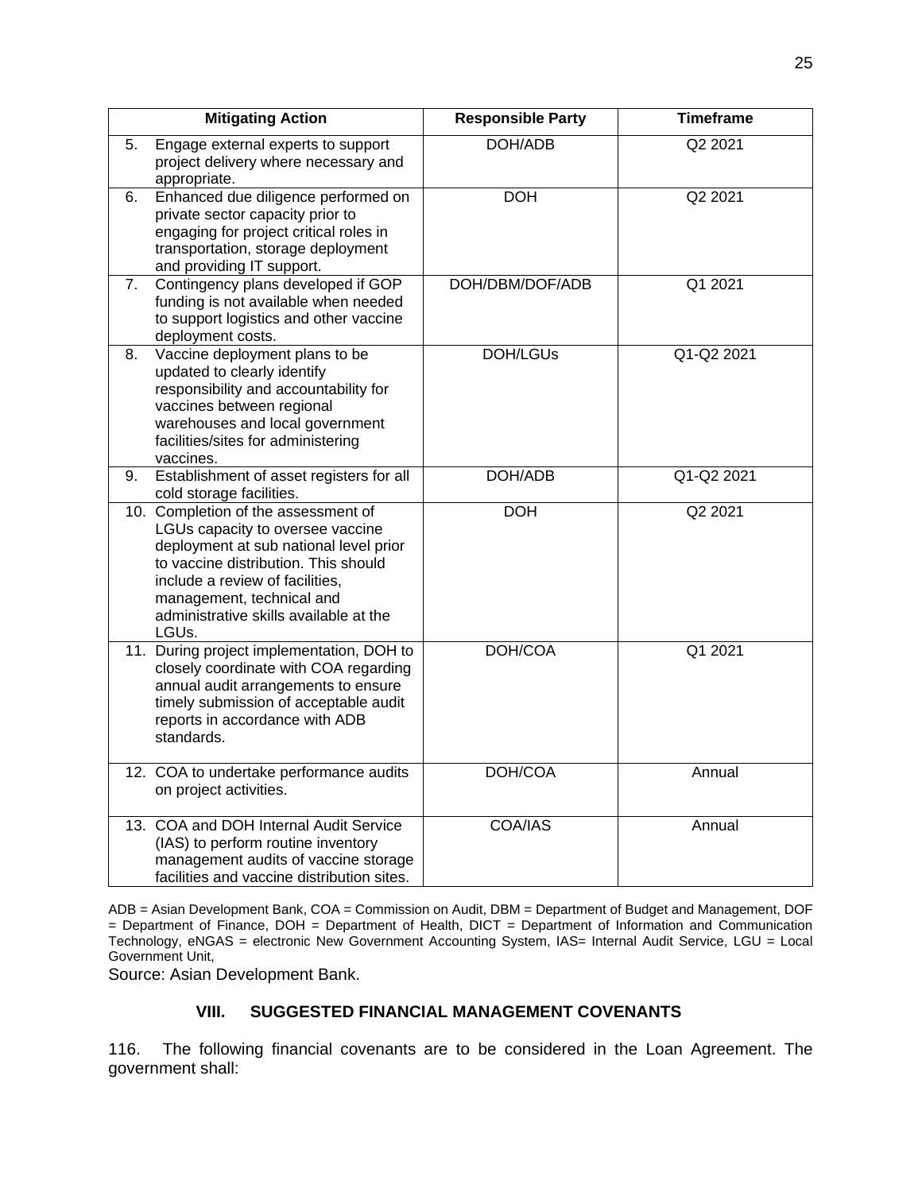| Mitigating Action | Responsible Party | Timeframe |
|---|---|---|
| 5. Engage external experts to support project delivery where necessary and appropriate. | DOH/ADB | Q2 2021 |
| 6. Enhanced due diligence performed on private sector capacity prior to engaging for project critical roles in transportation, storage deployment and providing IT support. | DOH | Q2 2021 |
| 7. Contingency plans developed if GOP funding is not available when needed to support logistics and other vaccine deployment costs. | DOH/DBM/DOF/ADB | Q1 2021 |
| 8. Vaccine deployment plans to be updated to clearly identify responsibility and accountability for vaccines between regional warehouses and local government facilities/sites for administering vaccines. | DOH/LGUs | Q1-Q2 2021 |
| 9. Establishment of asset registers for all cold storage facilities. | DOH/ADB | Q1-Q2 2021 |
| 10. Completion of the assessment of LGUs capacity to oversee vaccine deployment at sub national level prior to vaccine distribution. This should include a review of facilities, management, technical and administrative skills available at the LGUs. | DOH | Q2 2021 |
| 11. During project implementation, DOH to closely coordinate with COA regarding annual audit arrangements to ensure timely submission of acceptable audit reports in accordance with ADB standards. | DOH/COA | Q1 2021 |
| 12. COA to undertake performance audits on project activities. | DOH/COA | Annual |
| 13. COA and DOH Internal Audit Service (IAS) to perform routine inventory management audits of vaccine storage facilities and vaccine distribution sites. | COA/IAS | Annual |

ADB = Asian Development Bank, COA = Commission on Audit, DBM = Department of Budget and Management, DOF = Department of Finance, DOH = Department of Health, DICT = Department of Information and Communication Technology, eNGAS = electronic New Government Accounting System, IAS= Internal Audit Service, LGU = Local Government Unit,

Source: Asian Development Bank.

## VIII. SUGGESTED FINANCIAL MANAGEMENT COVENANTS

116. The following financial covenants are to be considered in the Loan Agreement. The government shall: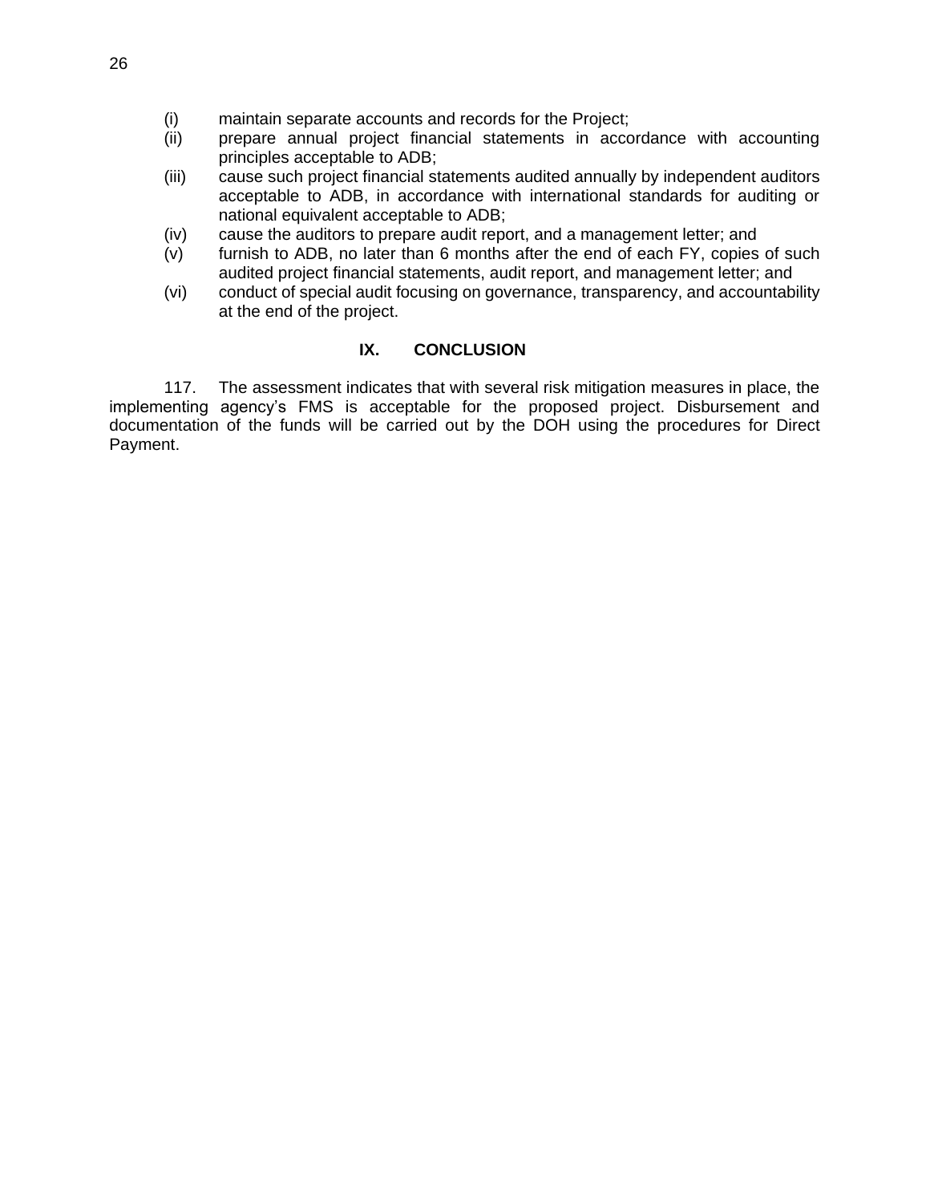(i) maintain separate accounts and records for the Project;
(ii) prepare annual project financial statements in accordance with accounting principles acceptable to ADB;
(iii) cause such project financial statements audited annually by independent auditors acceptable to ADB, in accordance with international standards for auditing or national equivalent acceptable to ADB;
(iv) cause the auditors to prepare audit report, and a management letter; and
(v) furnish to ADB, no later than 6 months after the end of each FY, copies of such audited project financial statements, audit report, and management letter; and
(vi) conduct of special audit focusing on governance, transparency, and accountability at the end of the project.

## IX. CONCLUSION

117. The assessment indicates that with several risk mitigation measures in place, the implementing agency's FMS is acceptable for the proposed project. Disbursement and documentation of the funds will be carried out by the DOH using the procedures for Direct Payment.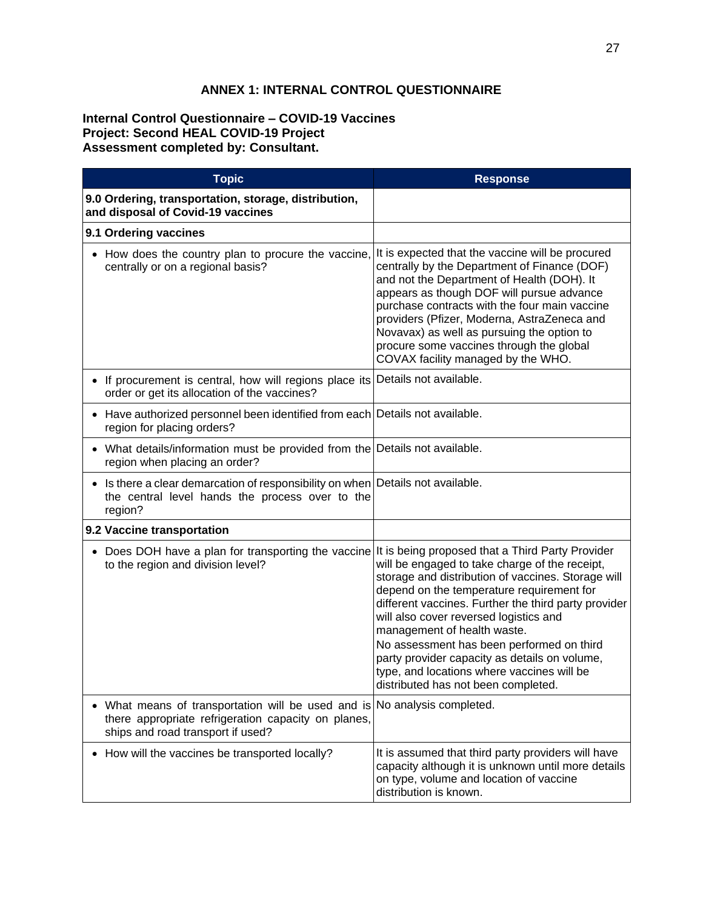## ANNEX 1: INTERNAL CONTROL QUESTIONNAIRE

**Internal Control Questionnaire – COVID-19 Vaccines**
**Project: Second HEAL COVID-19 Project**
**Assessment completed by: Consultant.**

| Topic | Response |
|---|---|
| **9.0 Ordering, transportation, storage, distribution, and disposal of Covid-19 vaccines** | |
| **9.1 Ordering vaccines** | |
| • How does the country plan to procure the vaccine, centrally or on a regional basis? | It is expected that the vaccine will be procured centrally by the Department of Finance (DOF) and not the Department of Health (DOH). It appears as though DOF will pursue advance purchase contracts with the four main vaccine providers (Pfizer, Moderna, AstraZeneca and Novavax) as well as pursuing the option to procure some vaccines through the global COVAX facility managed by the WHO. |
| • If procurement is central, how will regions place its order or get its allocation of the vaccines? | Details not available. |
| • Have authorized personnel been identified from each region for placing orders? | Details not available. |
| • What details/information must be provided from the region when placing an order? | Details not available. |
| • Is there a clear demarcation of responsibility on when the central level hands the process over to the region? | Details not available. |
| **9.2 Vaccine transportation** | |
| • Does DOH have a plan for transporting the vaccine to the region and division level? | It is being proposed that a Third Party Provider will be engaged to take charge of the receipt, storage and distribution of vaccines. Storage will depend on the temperature requirement for different vaccines. Further the third party provider will also cover reversed logistics and management of health waste.<br>No assessment has been performed on third party provider capacity as details on volume, type, and locations where vaccines will be distributed has not been completed. |
| • What means of transportation will be used and is there appropriate refrigeration capacity on planes, ships and road transport if used? | No analysis completed. |
| • How will the vaccines be transported locally? | It is assumed that third party providers will have capacity although it is unknown until more details on type, volume and location of vaccine distribution is known. |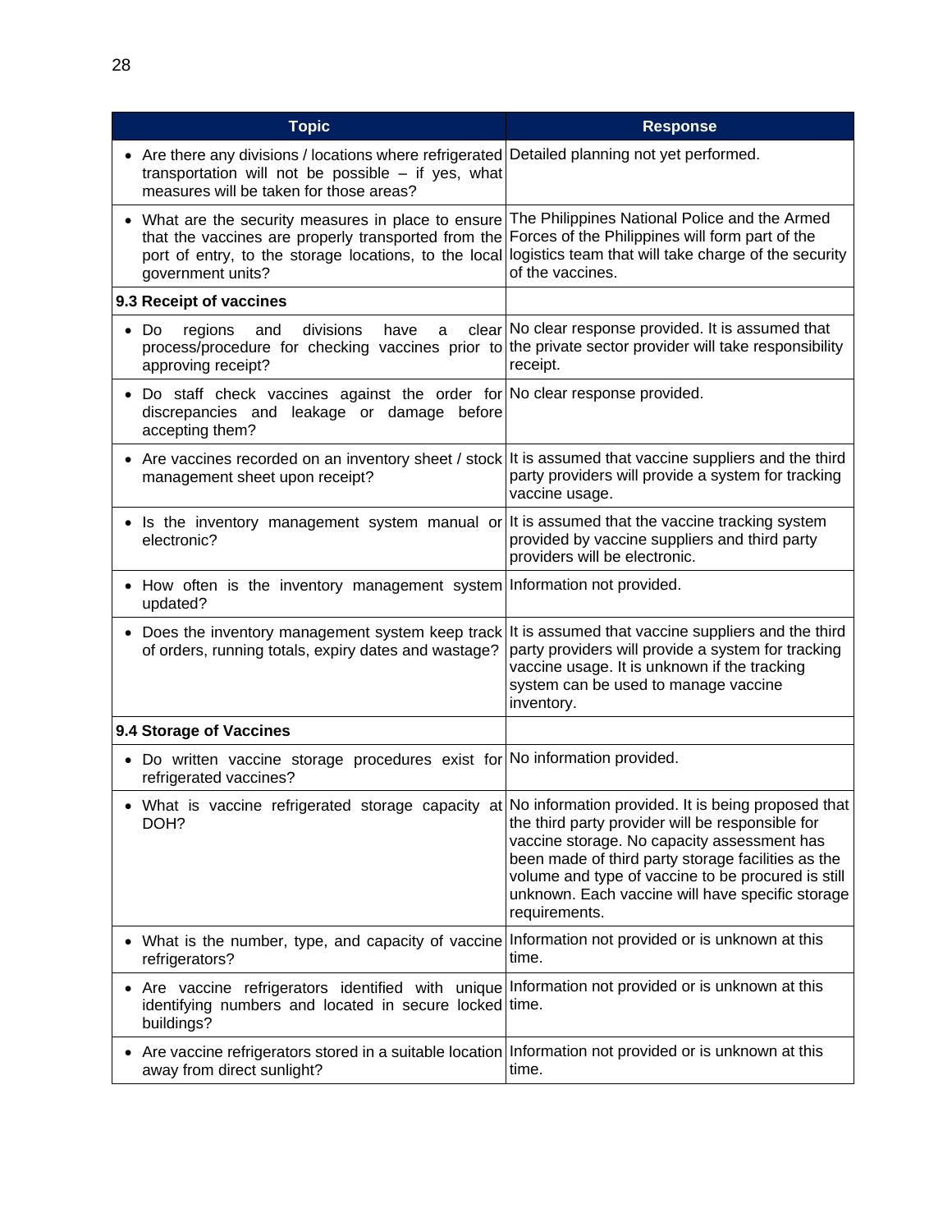| Topic | Response |
| --- | --- |
| • Are there any divisions / locations where refrigerated transportation will not be possible – if yes, what measures will be taken for those areas? | Detailed planning not yet performed. |
| • What are the security measures in place to ensure that the vaccines are properly transported from the port of entry, to the storage locations, to the local government units? | The Philippines National Police and the Armed Forces of the Philippines will form part of the logistics team that will take charge of the security of the vaccines. |
| **9.3 Receipt of vaccines** | |
| • Do regions and divisions have a clear process/procedure for checking vaccines prior to approving receipt? | No clear response provided. It is assumed that the private sector provider will take responsibility receipt. |
| • Do staff check vaccines against the order for discrepancies and leakage or damage before accepting them? | No clear response provided. |
| • Are vaccines recorded on an inventory sheet / stock management sheet upon receipt? | It is assumed that vaccine suppliers and the third party providers will provide a system for tracking vaccine usage. |
| • Is the inventory management system manual or electronic? | It is assumed that the vaccine tracking system provided by vaccine suppliers and third party providers will be electronic. |
| • How often is the inventory management system updated? | Information not provided. |
| • Does the inventory management system keep track of orders, running totals, expiry dates and wastage? | It is assumed that vaccine suppliers and the third party providers will provide a system for tracking vaccine usage. It is unknown if the tracking system can be used to manage vaccine inventory. |
| **9.4 Storage of Vaccines** | |
| • Do written vaccine storage procedures exist for refrigerated vaccines? | No information provided. |
| • What is vaccine refrigerated storage capacity at DOH? | No information provided. It is being proposed that the third party provider will be responsible for vaccine storage. No capacity assessment has been made of third party storage facilities as the volume and type of vaccine to be procured is still unknown. Each vaccine will have specific storage requirements. |
| • What is the number, type, and capacity of vaccine refrigerators? | Information not provided or is unknown at this time. |
| • Are vaccine refrigerators identified with unique identifying numbers and located in secure locked buildings? | Information not provided or is unknown at this time. |
| • Are vaccine refrigerators stored in a suitable location away from direct sunlight? | Information not provided or is unknown at this time. |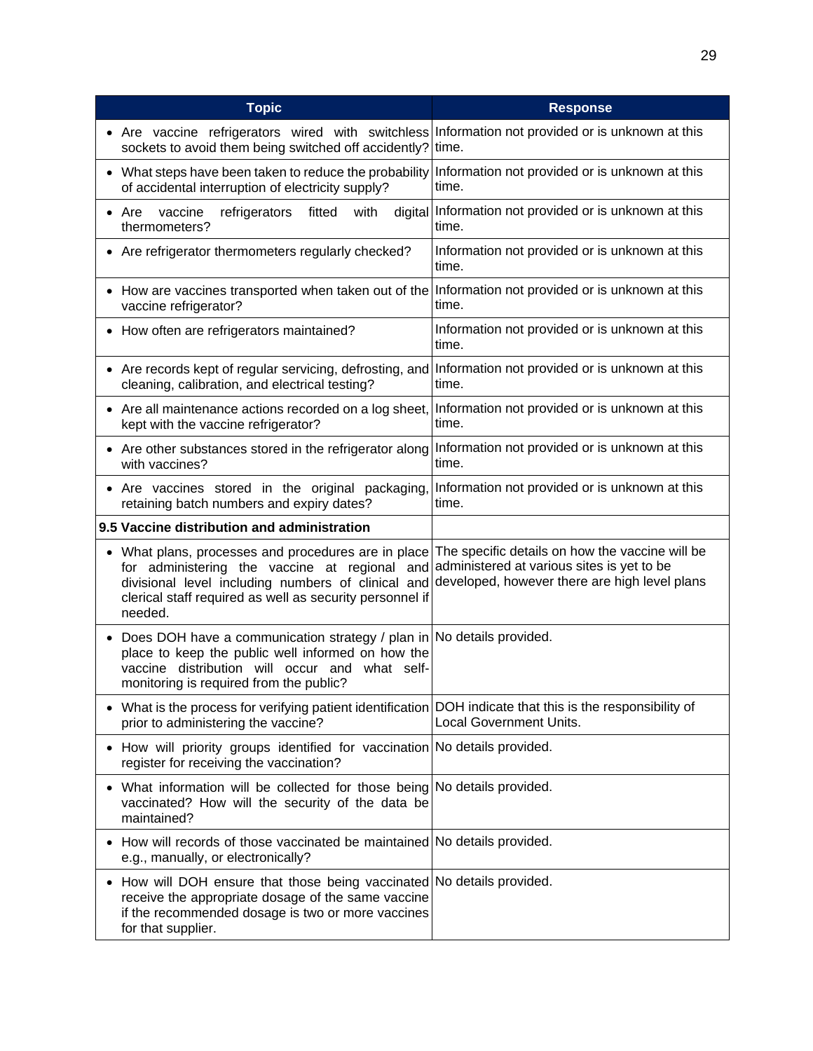| Topic | Response |
| --- | --- |
| • Are vaccine refrigerators wired with switchless sockets to avoid them being switched off accidently? | Information not provided or is unknown at this time. |
| • What steps have been taken to reduce the probability of accidental interruption of electricity supply? | Information not provided or is unknown at this time. |
| • Are vaccine refrigerators fitted with digital thermometers? | Information not provided or is unknown at this time. |
| • Are refrigerator thermometers regularly checked? | Information not provided or is unknown at this time. |
| • How are vaccines transported when taken out of the vaccine refrigerator? | Information not provided or is unknown at this time. |
| • How often are refrigerators maintained? | Information not provided or is unknown at this time. |
| • Are records kept of regular servicing, defrosting, and cleaning, calibration, and electrical testing? | Information not provided or is unknown at this time. |
| • Are all maintenance actions recorded on a log sheet, kept with the vaccine refrigerator? | Information not provided or is unknown at this time. |
| • Are other substances stored in the refrigerator along with vaccines? | Information not provided or is unknown at this time. |
| • Are vaccines stored in the original packaging, retaining batch numbers and expiry dates? | Information not provided or is unknown at this time. |
| **9.5 Vaccine distribution and administration** | |
| • What plans, processes and procedures are in place for administering the vaccine at regional and divisional level including numbers of clinical and clerical staff required as well as security personnel if needed. | The specific details on how the vaccine will be administered at various sites is yet to be developed, however there are high level plans |
| • Does DOH have a communication strategy / plan in place to keep the public well informed on how the vaccine distribution will occur and what self-monitoring is required from the public? | No details provided. |
| • What is the process for verifying patient identification prior to administering the vaccine? | DOH indicate that this is the responsibility of Local Government Units. |
| • How will priority groups identified for vaccination register for receiving the vaccination? | No details provided. |
| • What information will be collected for those being vaccinated? How will the security of the data be maintained? | No details provided. |
| • How will records of those vaccinated be maintained e.g., manually, or electronically? | No details provided. |
| • How will DOH ensure that those being vaccinated receive the appropriate dosage of the same vaccine if the recommended dosage is two or more vaccines for that supplier. | No details provided. |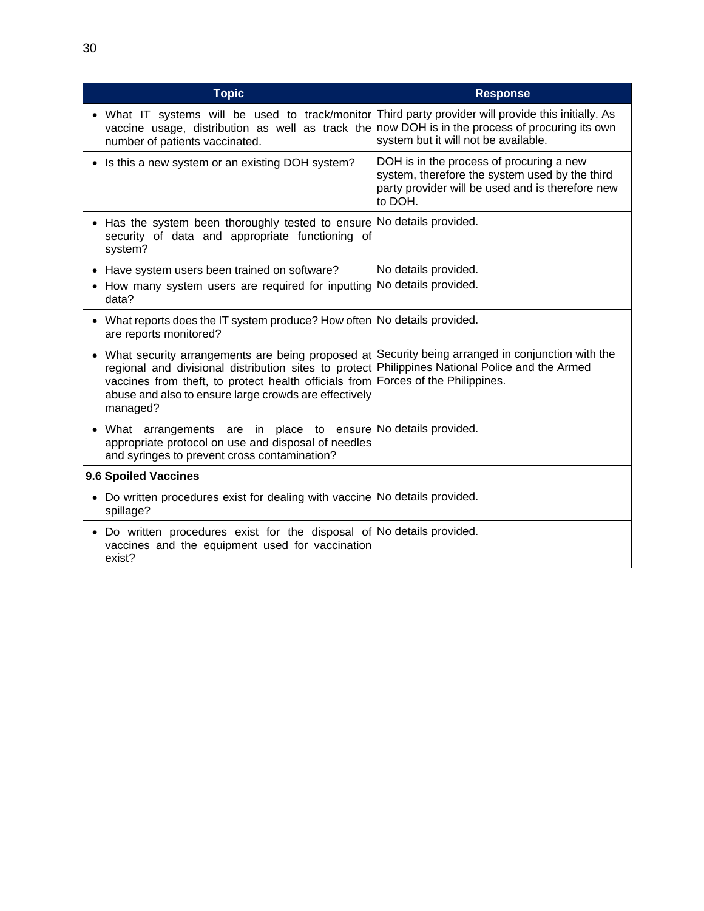| Topic | Response |
| --- | --- |
| • What IT systems will be used to track/monitor vaccine usage, distribution as well as track the number of patients vaccinated. | Third party provider will provide this initially. As now DOH is in the process of procuring its own system but it will not be available. |
| • Is this a new system or an existing DOH system? | DOH is in the process of procuring a new system, therefore the system used by the third party provider will be used and is therefore new to DOH. |
| • Has the system been thoroughly tested to ensure security of data and appropriate functioning of system? | No details provided. |
| • Have system users been trained on software?<br>• How many system users are required for inputting data? | No details provided.<br>No details provided. |
| • What reports does the IT system produce? How often are reports monitored? | No details provided. |
| • What security arrangements are being proposed at regional and divisional distribution sites to protect vaccines from theft, to protect health officials from abuse and also to ensure large crowds are effectively managed? | Security being arranged in conjunction with the Philippines National Police and the Armed Forces of the Philippines. |
| • What arrangements are in place to ensure appropriate protocol on use and disposal of needles and syringes to prevent cross contamination? | No details provided. |
| **9.6 Spoiled Vaccines** | |
| • Do written procedures exist for dealing with vaccine spillage? | No details provided. |
| • Do written procedures exist for the disposal of vaccines and the equipment used for vaccination exist? | No details provided. |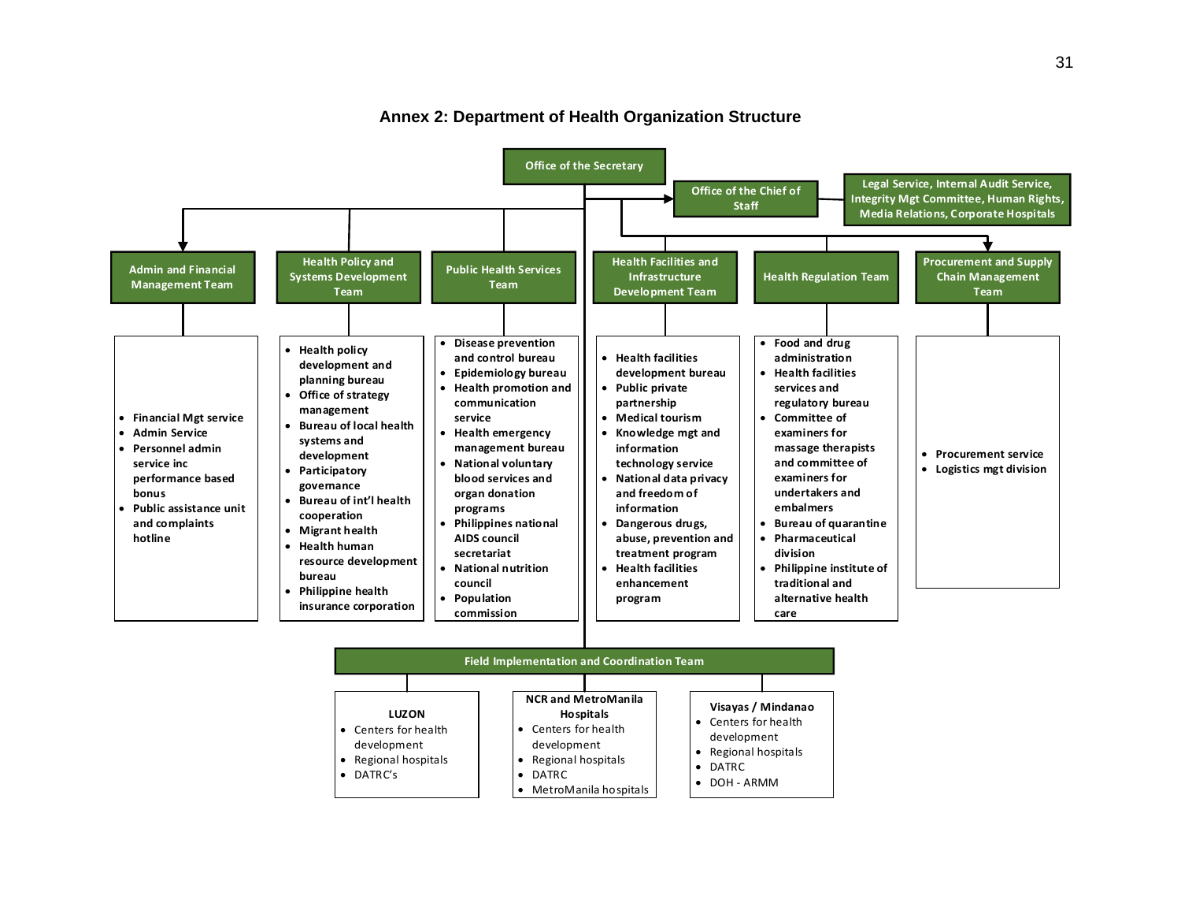## Annex 2: Department of Health Organization Structure

**Office of the Secretary**

**Office of the Chief of Staff**

**Legal Service, Internal Audit Service, Integrity Mgt Committee, Human Rights, Media Relations, Corporate Hospitals**

**Admin and Financial Management Team**

- Financial Mgt service
- Admin Service
- Personnel admin service inc performance based bonus
- Public assistance unit and complaints hotline

**Health Policy and Systems Development Team**

- Health policy development and planning bureau
- Office of strategy management
- Bureau of local health systems and development
- Participatory governance
- Bureau of int'l health cooperation
- Migrant health
- Health human resource development bureau
- Philippine health insurance corporation

**Public Health Services Team**

- Disease prevention and control bureau
- Epidemiology bureau
- Health promotion and communication service
- Health emergency management bureau
- National voluntary blood services and organ donation programs
- Philippines national AIDS council secretariat
- National nutrition council
- Population commission

**Health Facilities and Infrastructure Development Team**

- Health facilities development bureau
- Public private partnership
- Medical tourism
- Knowledge mgt and information technology service
- National data privacy and freedom of information
- Dangerous drugs, abuse, prevention and treatment program
- Health facilities enhancement program

**Health Regulation Team**

- Food and drug administration
- Health facilities services and regulatory bureau
- Committee of examiners for massage therapists and committee of examiners for undertakers and embalmers
- Bureau of quarantine
- Pharmaceutical division
- Philippine institute of traditional and alternative health care

**Procurement and Supply Chain Management Team**

- Procurement service
- Logistics mgt division

**Field Implementation and Coordination Team**

**LUZON**

- Centers for health development
- Regional hospitals
- DATRC's

**NCR and MetroManila Hospitals**

- Centers for health development
- Regional hospitals
- DATRC
- MetroManila hospitals

**Visayas / Mindanao**

- Centers for health development
- Regional hospitals
- DATRC
- DOH - ARMM